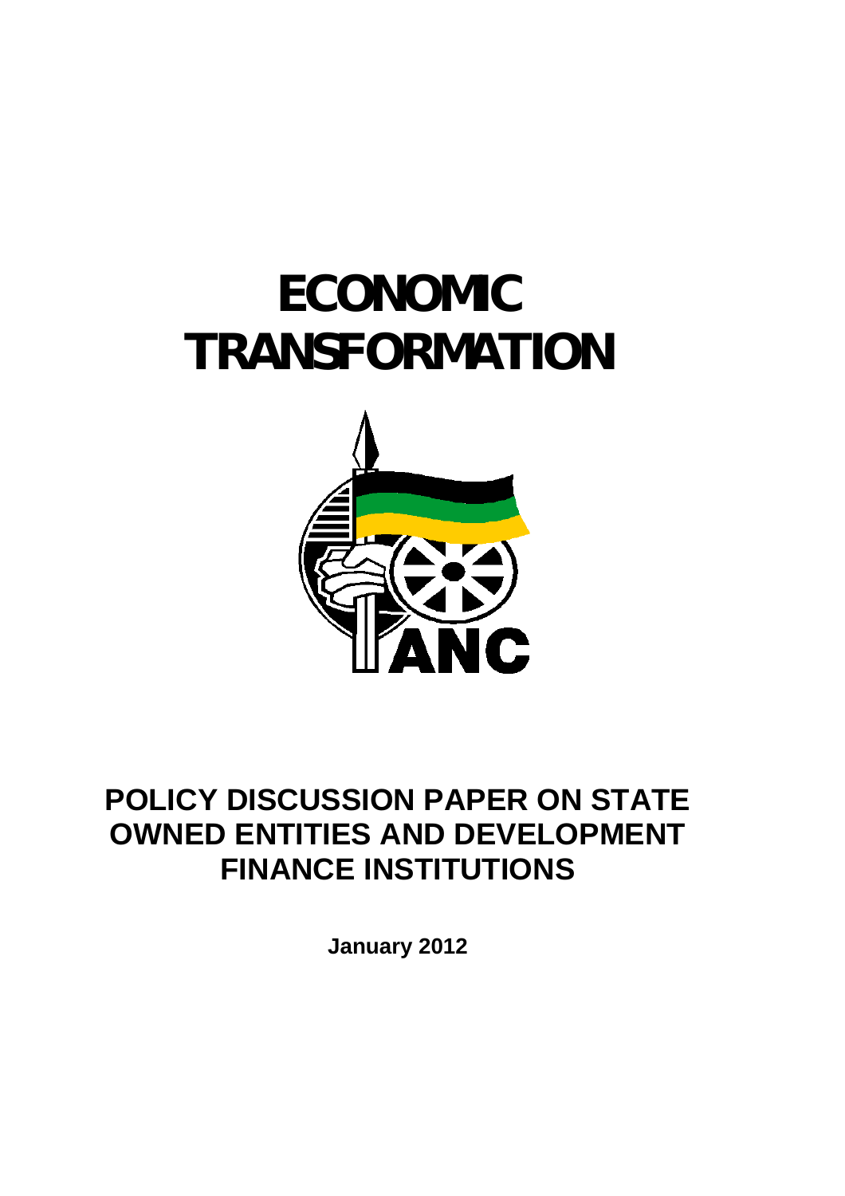# ECONOMIC TRANSFORMATION

ANC

## POLICY DISCUSSION PAPER ON STATE OWNED ENTITIES AND DEVELOPMENT FINANCE INSTITUTIONS

**January 2012**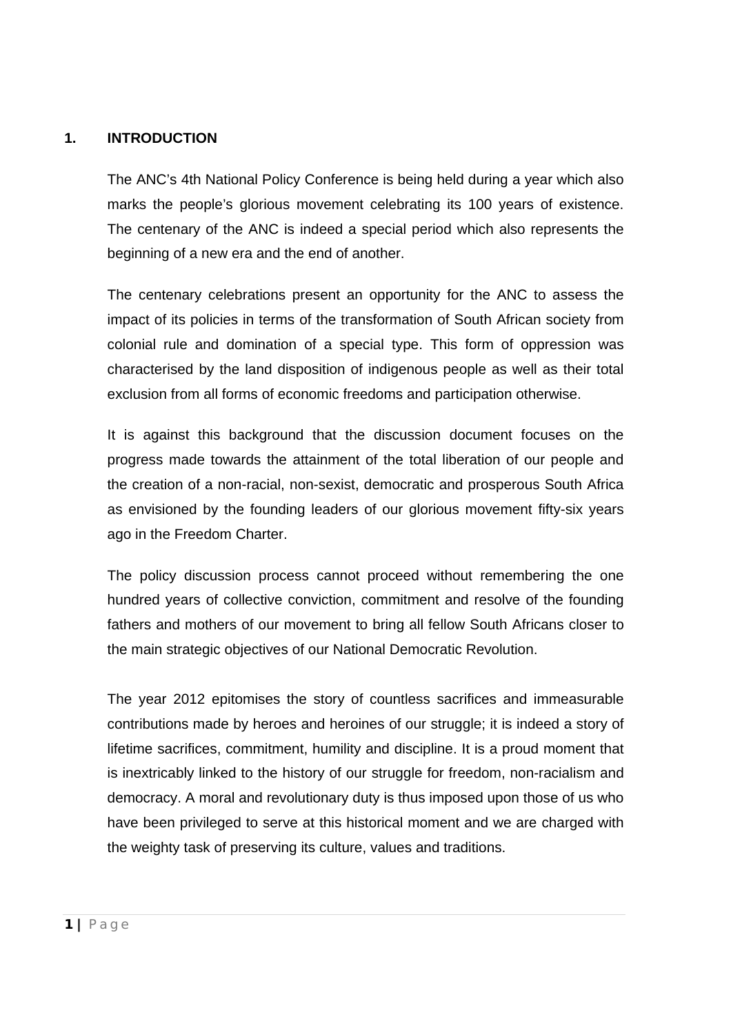## 1. INTRODUCTION

The ANC's 4th National Policy Conference is being held during a year which also marks the people's glorious movement celebrating its 100 years of existence. The centenary of the ANC is indeed a special period which also represents the beginning of a new era and the end of another.

The centenary celebrations present an opportunity for the ANC to assess the impact of its policies in terms of the transformation of South African society from colonial rule and domination of a special type. This form of oppression was characterised by the land disposition of indigenous people as well as their total exclusion from all forms of economic freedoms and participation otherwise.

It is against this background that the discussion document focuses on the progress made towards the attainment of the total liberation of our people and the creation of a non-racial, non-sexist, democratic and prosperous South Africa as envisioned by the founding leaders of our glorious movement fifty-six years ago in the Freedom Charter.

The policy discussion process cannot proceed without remembering the one hundred years of collective conviction, commitment and resolve of the founding fathers and mothers of our movement to bring all fellow South Africans closer to the main strategic objectives of our National Democratic Revolution.

The year 2012 epitomises the story of countless sacrifices and immeasurable contributions made by heroes and heroines of our struggle; it is indeed a story of lifetime sacrifices, commitment, humility and discipline. It is a proud moment that is inextricably linked to the history of our struggle for freedom, non-racialism and democracy. A moral and revolutionary duty is thus imposed upon those of us who have been privileged to serve at this historical moment and we are charged with the weighty task of preserving its culture, values and traditions.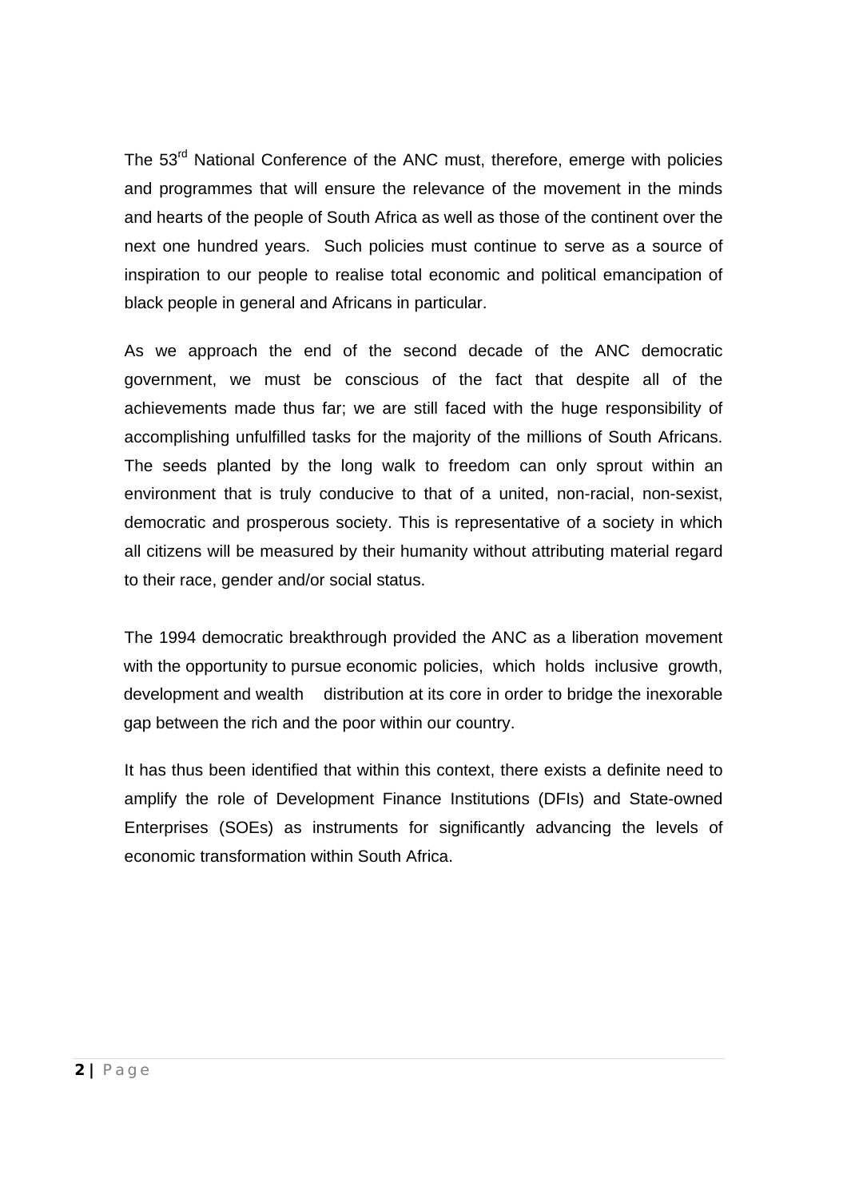The 53rd National Conference of the ANC must, therefore, emerge with policies and programmes that will ensure the relevance of the movement in the minds and hearts of the people of South Africa as well as those of the continent over the next one hundred years. Such policies must continue to serve as a source of inspiration to our people to realise total economic and political emancipation of black people in general and Africans in particular.

As we approach the end of the second decade of the ANC democratic government, we must be conscious of the fact that despite all of the achievements made thus far; we are still faced with the huge responsibility of accomplishing unfulfilled tasks for the majority of the millions of South Africans. The seeds planted by the long walk to freedom can only sprout within an environment that is truly conducive to that of a united, non-racial, non-sexist, democratic and prosperous society. This is representative of a society in which all citizens will be measured by their humanity without attributing material regard to their race, gender and/or social status.

The 1994 democratic breakthrough provided the ANC as a liberation movement with the opportunity to pursue economic policies, which holds inclusive growth, development and wealth distribution at its core in order to bridge the inexorable gap between the rich and the poor within our country.

It has thus been identified that within this context, there exists a definite need to amplify the role of Development Finance Institutions (DFIs) and State-owned Enterprises (SOEs) as instruments for significantly advancing the levels of economic transformation within South Africa.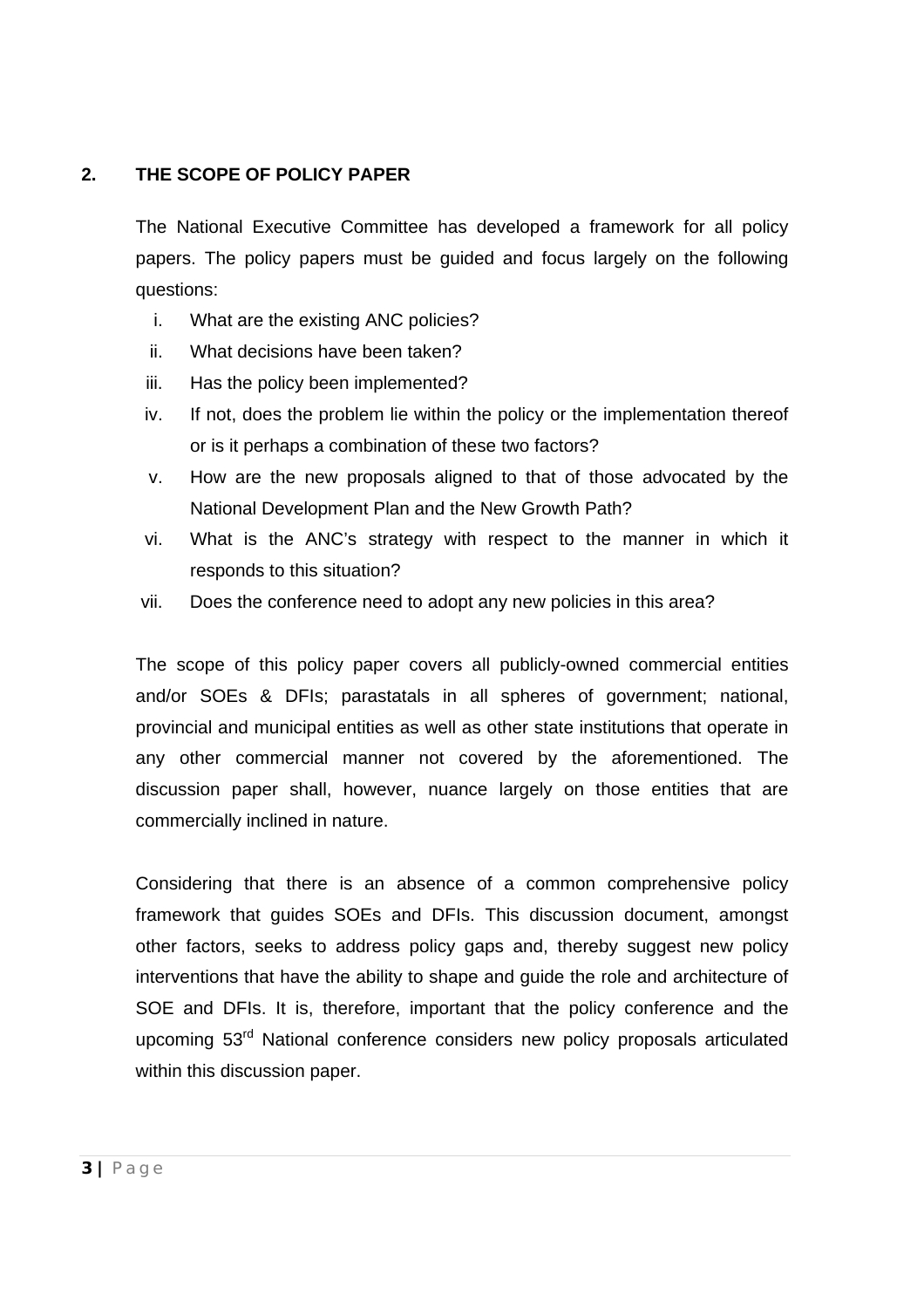## 2. THE SCOPE OF POLICY PAPER

The National Executive Committee has developed a framework for all policy papers. The policy papers must be guided and focus largely on the following questions:

i. What are the existing ANC policies?
ii. What decisions have been taken?
iii. Has the policy been implemented?
iv. If not, does the problem lie within the policy or the implementation thereof or is it perhaps a combination of these two factors?
v. How are the new proposals aligned to that of those advocated by the National Development Plan and the New Growth Path?
vi. What is the ANC's strategy with respect to the manner in which it responds to this situation?
vii. Does the conference need to adopt any new policies in this area?

The scope of this policy paper covers all publicly-owned commercial entities and/or SOEs & DFIs; parastatals in all spheres of government; national, provincial and municipal entities as well as other state institutions that operate in any other commercial manner not covered by the aforementioned. The discussion paper shall, however, nuance largely on those entities that are commercially inclined in nature.

Considering that there is an absence of a common comprehensive policy framework that guides SOEs and DFIs. This discussion document, amongst other factors, seeks to address policy gaps and, thereby suggest new policy interventions that have the ability to shape and guide the role and architecture of SOE and DFIs. It is, therefore, important that the policy conference and the upcoming 53rd National conference considers new policy proposals articulated within this discussion paper.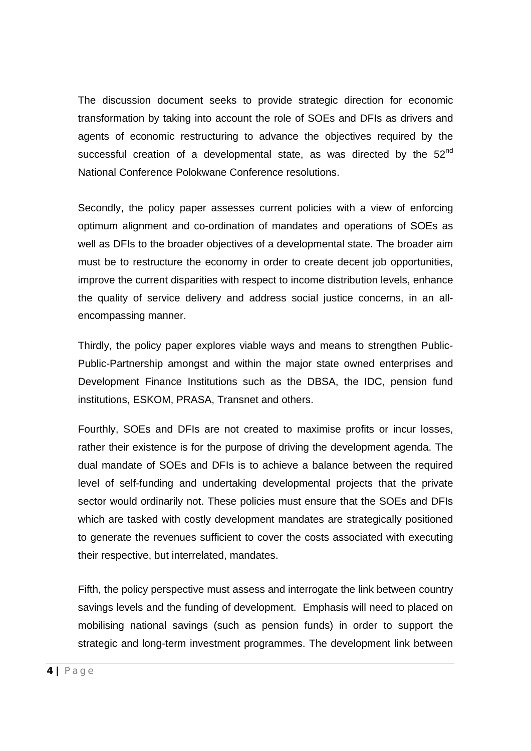The discussion document seeks to provide strategic direction for economic transformation by taking into account the role of SOEs and DFIs as drivers and agents of economic restructuring to advance the objectives required by the successful creation of a developmental state, as was directed by the 52nd National Conference Polokwane Conference resolutions.

Secondly, the policy paper assesses current policies with a view of enforcing optimum alignment and co-ordination of mandates and operations of SOEs as well as DFIs to the broader objectives of a developmental state. The broader aim must be to restructure the economy in order to create decent job opportunities, improve the current disparities with respect to income distribution levels, enhance the quality of service delivery and address social justice concerns, in an all-encompassing manner.

Thirdly, the policy paper explores viable ways and means to strengthen Public-Public-Partnership amongst and within the major state owned enterprises and Development Finance Institutions such as the DBSA, the IDC, pension fund institutions, ESKOM, PRASA, Transnet and others.

Fourthly, SOEs and DFIs are not created to maximise profits or incur losses, rather their existence is for the purpose of driving the development agenda. The dual mandate of SOEs and DFIs is to achieve a balance between the required level of self-funding and undertaking developmental projects that the private sector would ordinarily not. These policies must ensure that the SOEs and DFIs which are tasked with costly development mandates are strategically positioned to generate the revenues sufficient to cover the costs associated with executing their respective, but interrelated, mandates.

Fifth, the policy perspective must assess and interrogate the link between country savings levels and the funding of development. Emphasis will need to placed on mobilising national savings (such as pension funds) in order to support the strategic and long-term investment programmes. The development link between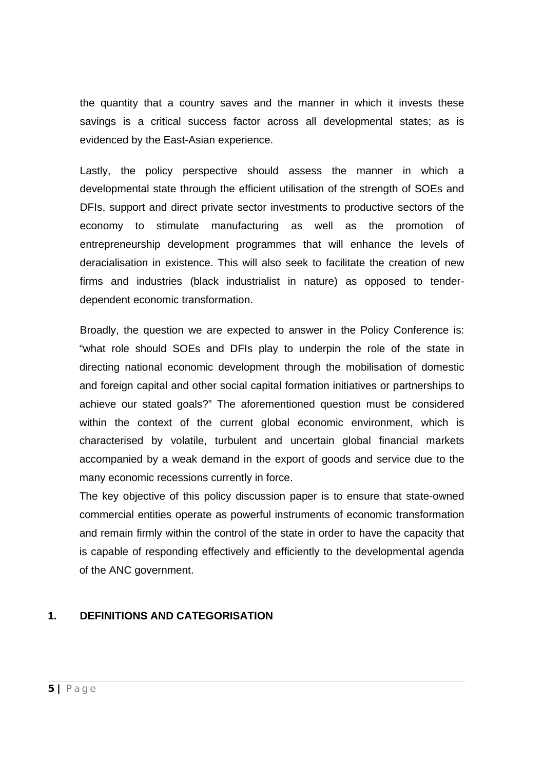the quantity that a country saves and the manner in which it invests these savings is a critical success factor across all developmental states; as is evidenced by the East-Asian experience.

Lastly, the policy perspective should assess the manner in which a developmental state through the efficient utilisation of the strength of SOEs and DFIs, support and direct private sector investments to productive sectors of the economy to stimulate manufacturing as well as the promotion of entrepreneurship development programmes that will enhance the levels of deracialisation in existence. This will also seek to facilitate the creation of new firms and industries (black industrialist in nature) as opposed to tender-dependent economic transformation.

Broadly, the question we are expected to answer in the Policy Conference is: "what role should SOEs and DFIs play to underpin the role of the state in directing national economic development through the mobilisation of domestic and foreign capital and other social capital formation initiatives or partnerships to achieve our stated goals?" The aforementioned question must be considered within the context of the current global economic environment, which is characterised by volatile, turbulent and uncertain global financial markets accompanied by a weak demand in the export of goods and service due to the many economic recessions currently in force.

The key objective of this policy discussion paper is to ensure that state-owned commercial entities operate as powerful instruments of economic transformation and remain firmly within the control of the state in order to have the capacity that is capable of responding effectively and efficiently to the developmental agenda of the ANC government.

## 1. DEFINITIONS AND CATEGORISATION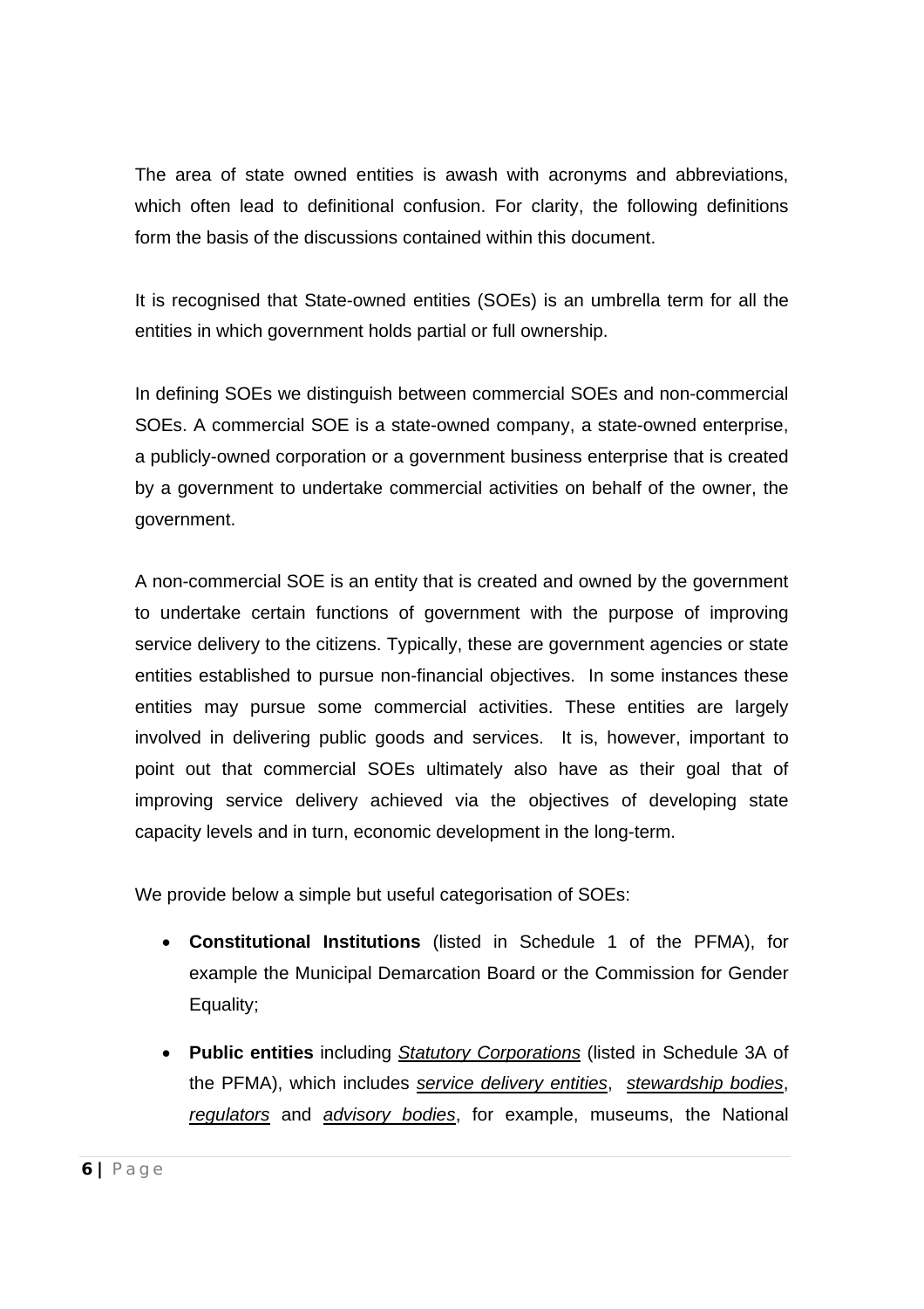The area of state owned entities is awash with acronyms and abbreviations, which often lead to definitional confusion. For clarity, the following definitions form the basis of the discussions contained within this document.

It is recognised that State-owned entities (SOEs) is an umbrella term for all the entities in which government holds partial or full ownership.

In defining SOEs we distinguish between commercial SOEs and non-commercial SOEs. A commercial SOE is a state-owned company, a state-owned enterprise, a publicly-owned corporation or a government business enterprise that is created by a government to undertake commercial activities on behalf of the owner, the government.

A non-commercial SOE is an entity that is created and owned by the government to undertake certain functions of government with the purpose of improving service delivery to the citizens. Typically, these are government agencies or state entities established to pursue non-financial objectives. In some instances these entities may pursue some commercial activities. These entities are largely involved in delivering public goods and services. It is, however, important to point out that commercial SOEs ultimately also have as their goal that of improving service delivery achieved via the objectives of developing state capacity levels and in turn, economic development in the long-term.

We provide below a simple but useful categorisation of SOEs:

- **Constitutional Institutions** (listed in Schedule 1 of the PFMA), for example the Municipal Demarcation Board or the Commission for Gender Equality;
- **Public entities** including *Statutory Corporations* (listed in Schedule 3A of the PFMA), which includes *service delivery entities*, *stewardship bodies*, *regulators* and *advisory bodies*, for example, museums, the National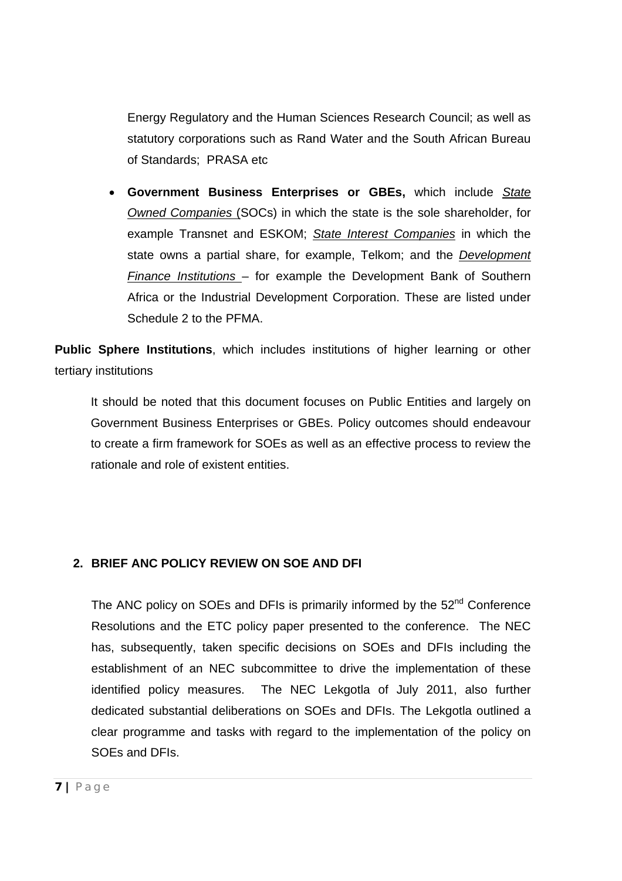Energy Regulatory and the Human Sciences Research Council; as well as statutory corporations such as Rand Water and the South African Bureau of Standards; PRASA etc

- **Government Business Enterprises or GBEs,** which include *State Owned Companies* (SOCs) in which the state is the sole shareholder, for example Transnet and ESKOM; *State Interest Companies* in which the state owns a partial share, for example, Telkom; and the *Development Finance Institutions* – for example the Development Bank of Southern Africa or the Industrial Development Corporation. These are listed under Schedule 2 to the PFMA.

**Public Sphere Institutions**, which includes institutions of higher learning or other tertiary institutions

It should be noted that this document focuses on Public Entities and largely on Government Business Enterprises or GBEs. Policy outcomes should endeavour to create a firm framework for SOEs as well as an effective process to review the rationale and role of existent entities.

## 2. BRIEF ANC POLICY REVIEW ON SOE AND DFI

The ANC policy on SOEs and DFIs is primarily informed by the 52nd Conference Resolutions and the ETC policy paper presented to the conference. The NEC has, subsequently, taken specific decisions on SOEs and DFIs including the establishment of an NEC subcommittee to drive the implementation of these identified policy measures. The NEC Lekgotla of July 2011, also further dedicated substantial deliberations on SOEs and DFIs. The Lekgotla outlined a clear programme and tasks with regard to the implementation of the policy on SOEs and DFIs.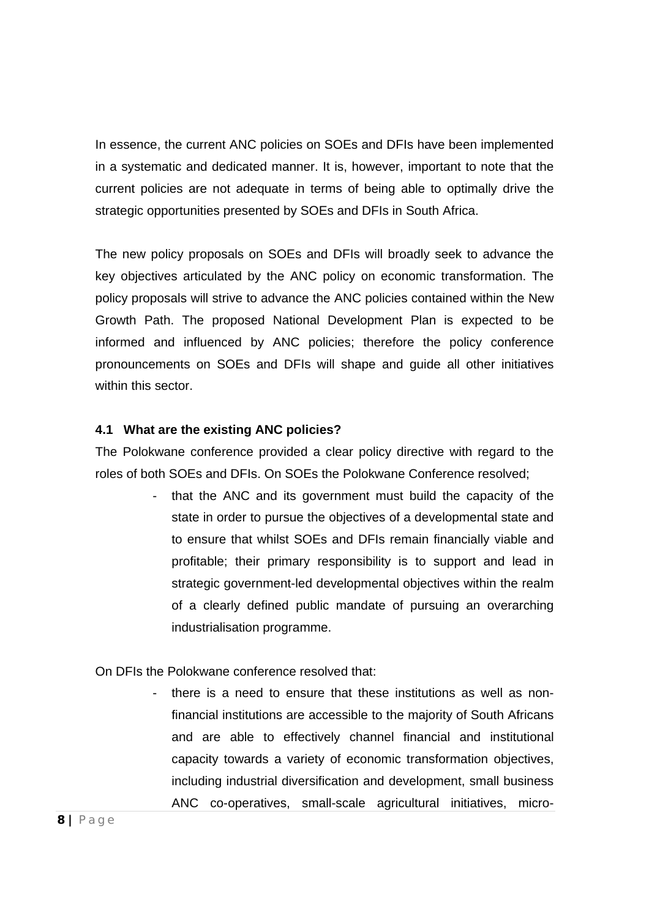In essence, the current ANC policies on SOEs and DFIs have been implemented in a systematic and dedicated manner. It is, however, important to note that the current policies are not adequate in terms of being able to optimally drive the strategic opportunities presented by SOEs and DFIs in South Africa.

The new policy proposals on SOEs and DFIs will broadly seek to advance the key objectives articulated by the ANC policy on economic transformation. The policy proposals will strive to advance the ANC policies contained within the New Growth Path. The proposed National Development Plan is expected to be informed and influenced by ANC policies; therefore the policy conference pronouncements on SOEs and DFIs will shape and guide all other initiatives within this sector.

### 4.1 What are the existing ANC policies?

The Polokwane conference provided a clear policy directive with regard to the roles of both SOEs and DFIs. On SOEs the Polokwane Conference resolved;

- that the ANC and its government must build the capacity of the state in order to pursue the objectives of a developmental state and to ensure that whilst SOEs and DFIs remain financially viable and profitable; their primary responsibility is to support and lead in strategic government-led developmental objectives within the realm of a clearly defined public mandate of pursuing an overarching industrialisation programme.

On DFIs the Polokwane conference resolved that:

- there is a need to ensure that these institutions as well as non-financial institutions are accessible to the majority of South Africans and are able to effectively channel financial and institutional capacity towards a variety of economic transformation objectives, including industrial diversification and development, small business ANC co-operatives, small-scale agricultural initiatives, micro-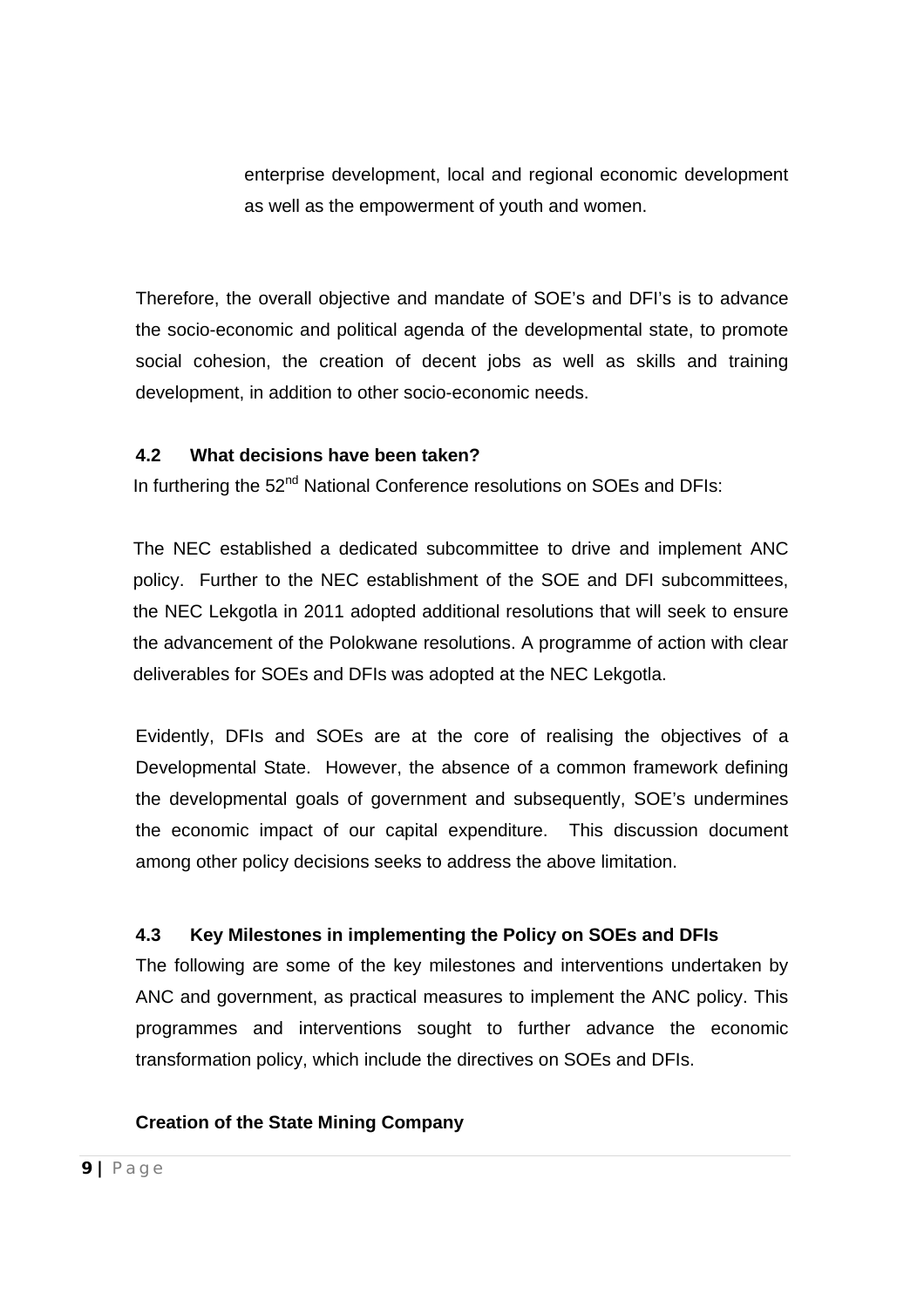enterprise development, local and regional economic development as well as the empowerment of youth and women.

Therefore, the overall objective and mandate of SOE's and DFI's is to advance the socio-economic and political agenda of the developmental state, to promote social cohesion, the creation of decent jobs as well as skills and training development, in addition to other socio-economic needs.

### 4.2 What decisions have been taken?

In furthering the 52nd National Conference resolutions on SOEs and DFIs:

The NEC established a dedicated subcommittee to drive and implement ANC policy. Further to the NEC establishment of the SOE and DFI subcommittees, the NEC Lekgotla in 2011 adopted additional resolutions that will seek to ensure the advancement of the Polokwane resolutions. A programme of action with clear deliverables for SOEs and DFIs was adopted at the NEC Lekgotla.

Evidently, DFIs and SOEs are at the core of realising the objectives of a Developmental State. However, the absence of a common framework defining the developmental goals of government and subsequently, SOE's undermines the economic impact of our capital expenditure. This discussion document among other policy decisions seeks to address the above limitation.

### 4.3 Key Milestones in implementing the Policy on SOEs and DFIs

The following are some of the key milestones and interventions undertaken by ANC and government, as practical measures to implement the ANC policy. This programmes and interventions sought to further advance the economic transformation policy, which include the directives on SOEs and DFIs.

**Creation of the State Mining Company**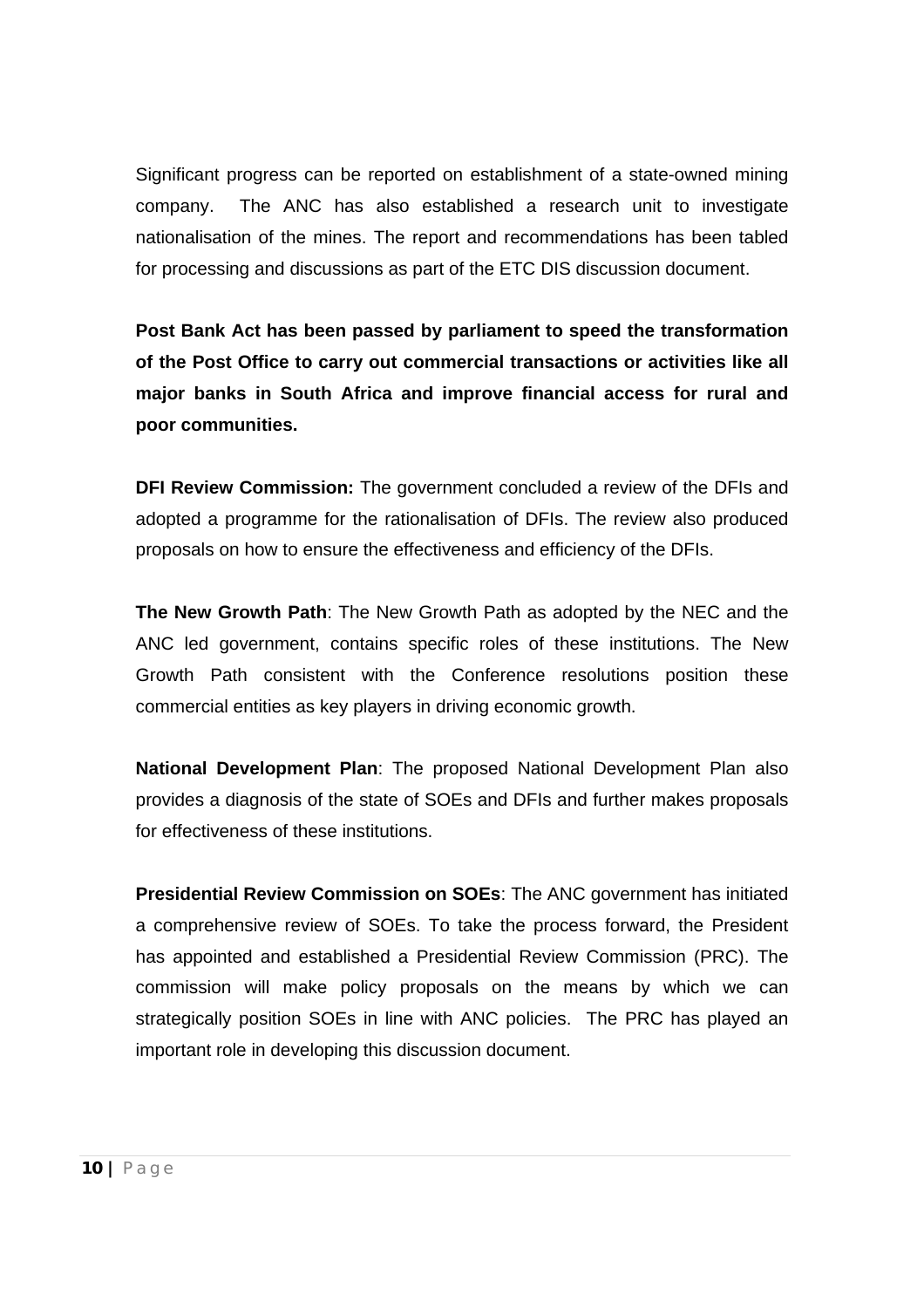Significant progress can be reported on establishment of a state-owned mining company. The ANC has also established a research unit to investigate nationalisation of the mines. The report and recommendations has been tabled for processing and discussions as part of the ETC DIS discussion document.

**Post Bank Act has been passed by parliament to speed the transformation of the Post Office to carry out commercial transactions or activities like all major banks in South Africa and improve financial access for rural and poor communities.**

**DFI Review Commission:** The government concluded a review of the DFIs and adopted a programme for the rationalisation of DFIs. The review also produced proposals on how to ensure the effectiveness and efficiency of the DFIs.

**The New Growth Path**: The New Growth Path as adopted by the NEC and the ANC led government, contains specific roles of these institutions. The New Growth Path consistent with the Conference resolutions position these commercial entities as key players in driving economic growth.

**National Development Plan**: The proposed National Development Plan also provides a diagnosis of the state of SOEs and DFIs and further makes proposals for effectiveness of these institutions.

**Presidential Review Commission on SOEs**: The ANC government has initiated a comprehensive review of SOEs. To take the process forward, the President has appointed and established a Presidential Review Commission (PRC). The commission will make policy proposals on the means by which we can strategically position SOEs in line with ANC policies. The PRC has played an important role in developing this discussion document.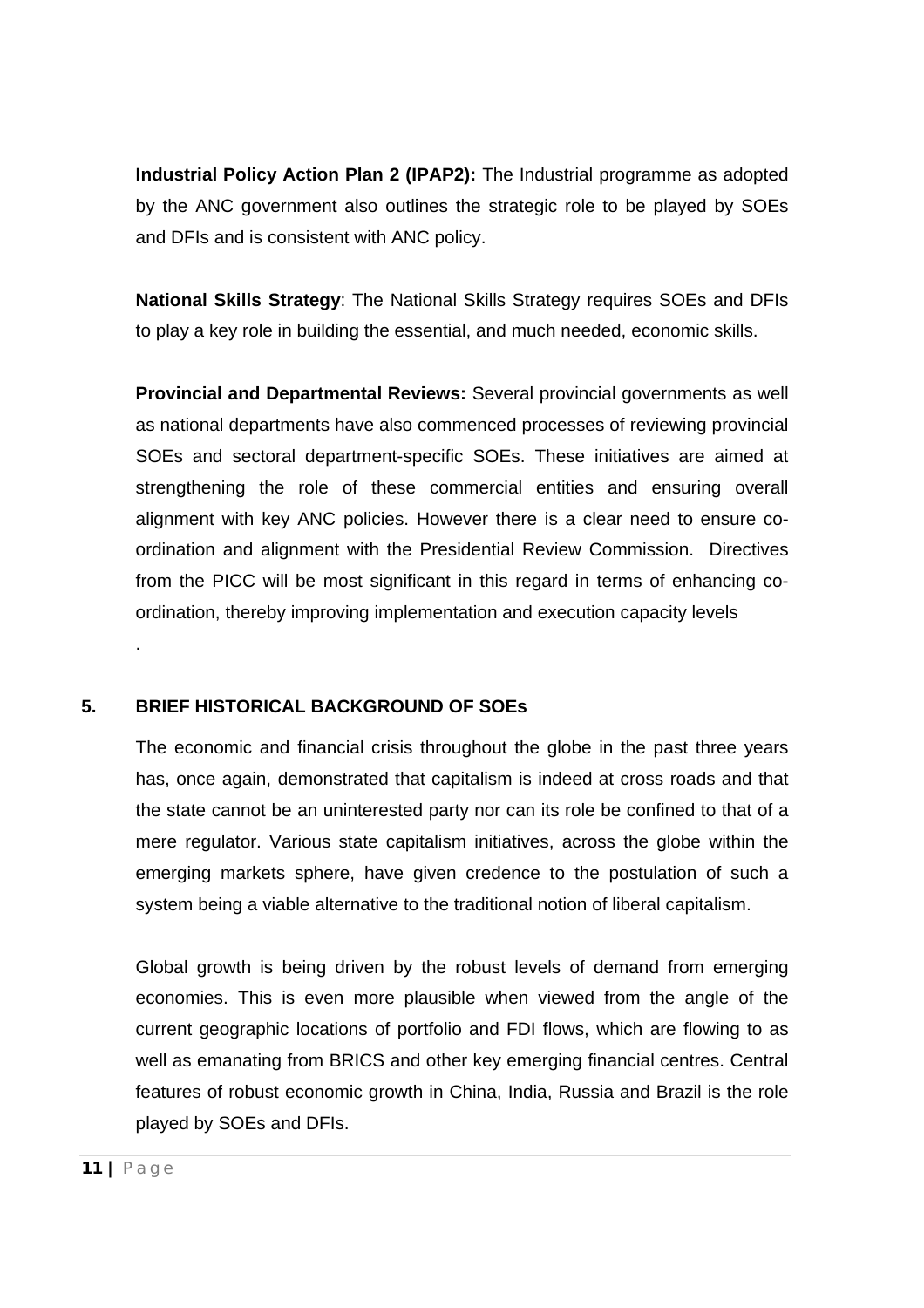**Industrial Policy Action Plan 2 (IPAP2):** The Industrial programme as adopted by the ANC government also outlines the strategic role to be played by SOEs and DFIs and is consistent with ANC policy.

**National Skills Strategy**: The National Skills Strategy requires SOEs and DFIs to play a key role in building the essential, and much needed, economic skills.

**Provincial and Departmental Reviews:** Several provincial governments as well as national departments have also commenced processes of reviewing provincial SOEs and sectoral department-specific SOEs. These initiatives are aimed at strengthening the role of these commercial entities and ensuring overall alignment with key ANC policies. However there is a clear need to ensure co-ordination and alignment with the Presidential Review Commission. Directives from the PICC will be most significant in this regard in terms of enhancing co-ordination, thereby improving implementation and execution capacity levels

.

## 5. BRIEF HISTORICAL BACKGROUND OF SOEs

The economic and financial crisis throughout the globe in the past three years has, once again, demonstrated that capitalism is indeed at cross roads and that the state cannot be an uninterested party nor can its role be confined to that of a mere regulator. Various state capitalism initiatives, across the globe within the emerging markets sphere, have given credence to the postulation of such a system being a viable alternative to the traditional notion of liberal capitalism.

Global growth is being driven by the robust levels of demand from emerging economies. This is even more plausible when viewed from the angle of the current geographic locations of portfolio and FDI flows, which are flowing to as well as emanating from BRICS and other key emerging financial centres. Central features of robust economic growth in China, India, Russia and Brazil is the role played by SOEs and DFIs.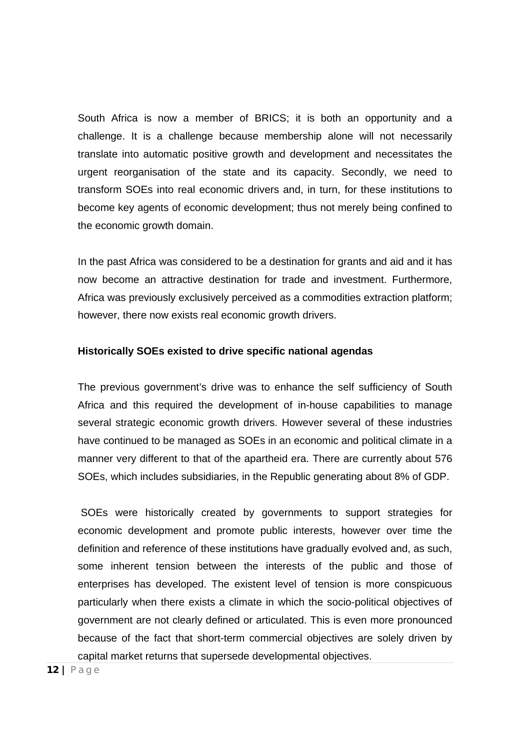South Africa is now a member of BRICS; it is both an opportunity and a challenge. It is a challenge because membership alone will not necessarily translate into automatic positive growth and development and necessitates the urgent reorganisation of the state and its capacity. Secondly, we need to transform SOEs into real economic drivers and, in turn, for these institutions to become key agents of economic development; thus not merely being confined to the economic growth domain.

In the past Africa was considered to be a destination for grants and aid and it has now become an attractive destination for trade and investment. Furthermore, Africa was previously exclusively perceived as a commodities extraction platform; however, there now exists real economic growth drivers.

**Historically SOEs existed to drive specific national agendas**

The previous government's drive was to enhance the self sufficiency of South Africa and this required the development of in-house capabilities to manage several strategic economic growth drivers. However several of these industries have continued to be managed as SOEs in an economic and political climate in a manner very different to that of the apartheid era. There are currently about 576 SOEs, which includes subsidiaries, in the Republic generating about 8% of GDP.

SOEs were historically created by governments to support strategies for economic development and promote public interests, however over time the definition and reference of these institutions have gradually evolved and, as such, some inherent tension between the interests of the public and those of enterprises has developed. The existent level of tension is more conspicuous particularly when there exists a climate in which the socio-political objectives of government are not clearly defined or articulated. This is even more pronounced because of the fact that short-term commercial objectives are solely driven by capital market returns that supersede developmental objectives.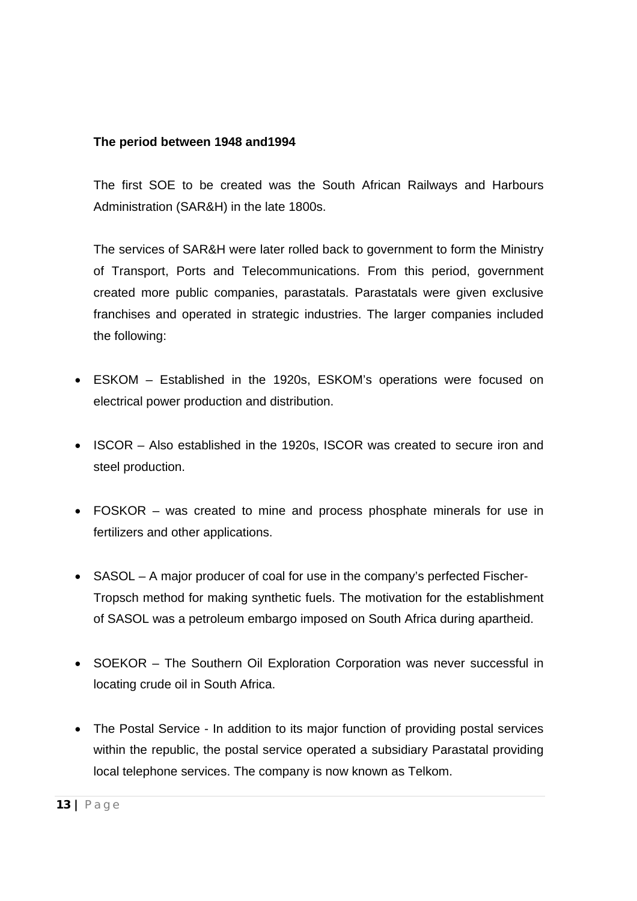**The period between 1948 and1994**

The first SOE to be created was the South African Railways and Harbours Administration (SAR&H) in the late 1800s.

The services of SAR&H were later rolled back to government to form the Ministry of Transport, Ports and Telecommunications. From this period, government created more public companies, parastatals. Parastatals were given exclusive franchises and operated in strategic industries. The larger companies included the following:

- ESKOM – Established in the 1920s, ESKOM's operations were focused on electrical power production and distribution.
- ISCOR – Also established in the 1920s, ISCOR was created to secure iron and steel production.
- FOSKOR – was created to mine and process phosphate minerals for use in fertilizers and other applications.
- SASOL – A major producer of coal for use in the company's perfected Fischer-Tropsch method for making synthetic fuels. The motivation for the establishment of SASOL was a petroleum embargo imposed on South Africa during apartheid.
- SOEKOR – The Southern Oil Exploration Corporation was never successful in locating crude oil in South Africa.
- The Postal Service - In addition to its major function of providing postal services within the republic, the postal service operated a subsidiary Parastatal providing local telephone services. The company is now known as Telkom.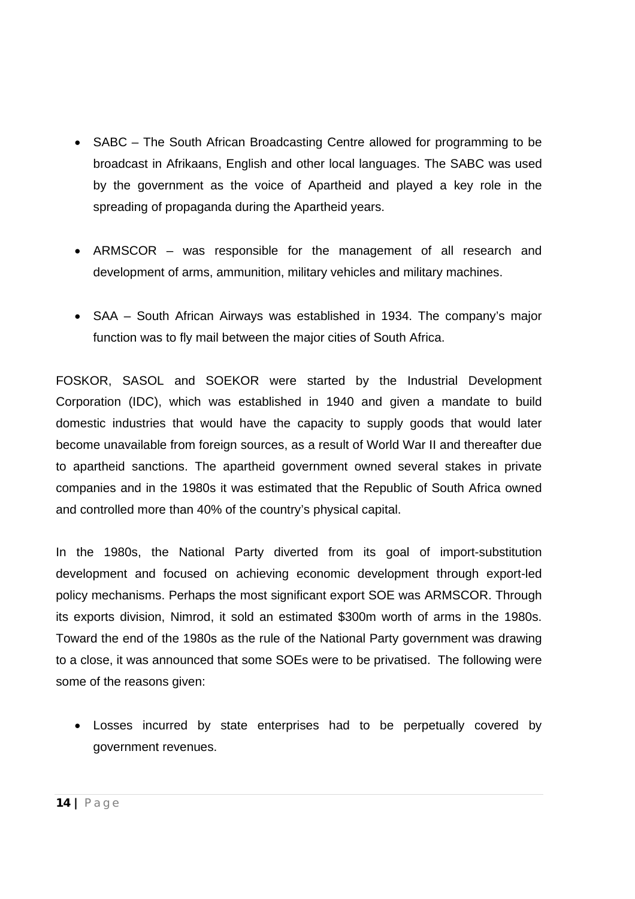- SABC – The South African Broadcasting Centre allowed for programming to be broadcast in Afrikaans, English and other local languages. The SABC was used by the government as the voice of Apartheid and played a key role in the spreading of propaganda during the Apartheid years.

- ARMSCOR – was responsible for the management of all research and development of arms, ammunition, military vehicles and military machines.

- SAA – South African Airways was established in 1934. The company's major function was to fly mail between the major cities of South Africa.

FOSKOR, SASOL and SOEKOR were started by the Industrial Development Corporation (IDC), which was established in 1940 and given a mandate to build domestic industries that would have the capacity to supply goods that would later become unavailable from foreign sources, as a result of World War II and thereafter due to apartheid sanctions. The apartheid government owned several stakes in private companies and in the 1980s it was estimated that the Republic of South Africa owned and controlled more than 40% of the country's physical capital.

In the 1980s, the National Party diverted from its goal of import-substitution development and focused on achieving economic development through export-led policy mechanisms. Perhaps the most significant export SOE was ARMSCOR. Through its exports division, Nimrod, it sold an estimated $300m worth of arms in the 1980s. Toward the end of the 1980s as the rule of the National Party government was drawing to a close, it was announced that some SOEs were to be privatised. The following were some of the reasons given:

- Losses incurred by state enterprises had to be perpetually covered by government revenues.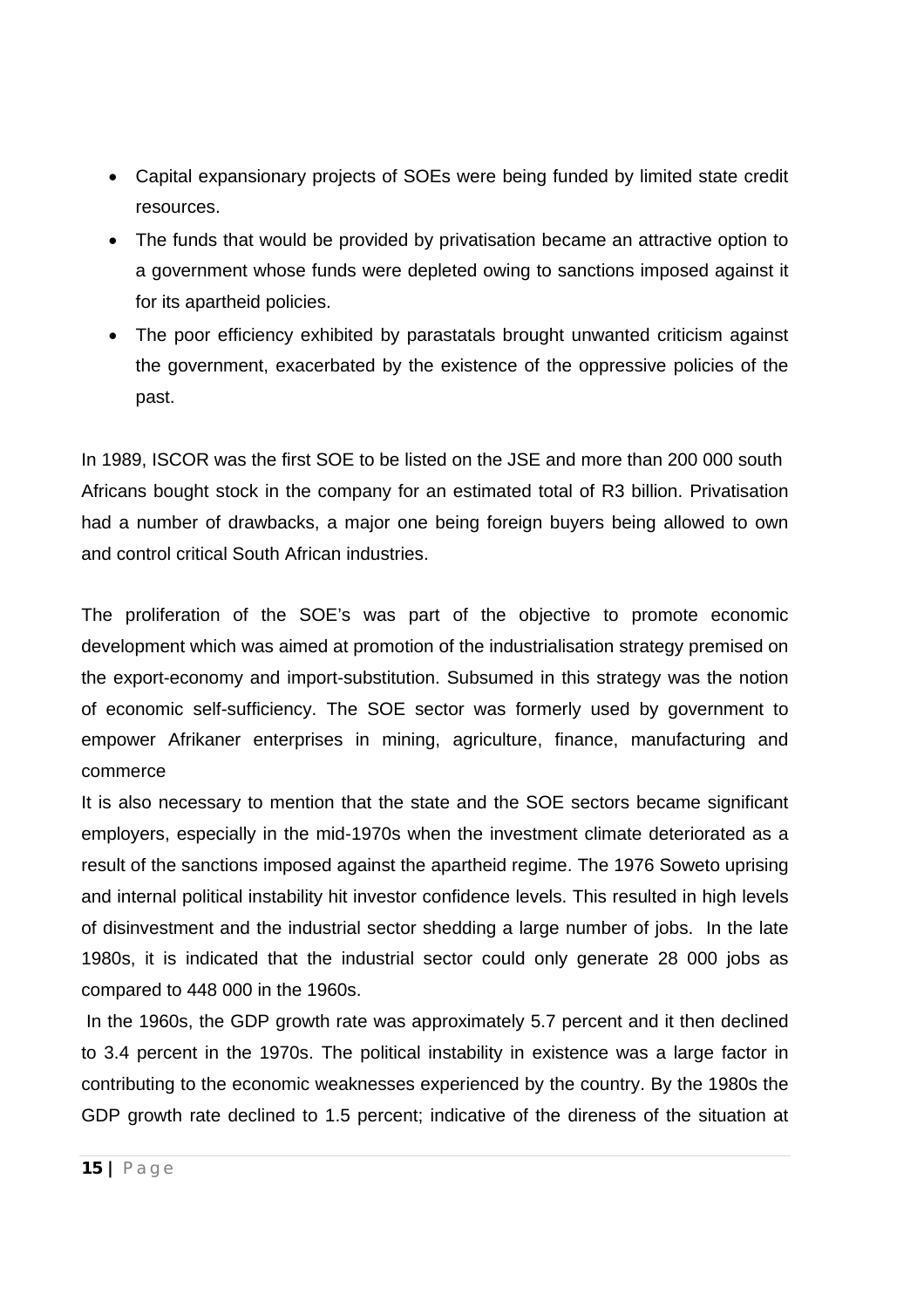- Capital expansionary projects of SOEs were being funded by limited state credit resources.
- The funds that would be provided by privatisation became an attractive option to a government whose funds were depleted owing to sanctions imposed against it for its apartheid policies.
- The poor efficiency exhibited by parastatals brought unwanted criticism against the government, exacerbated by the existence of the oppressive policies of the past.

In 1989, ISCOR was the first SOE to be listed on the JSE and more than 200 000 south Africans bought stock in the company for an estimated total of R3 billion. Privatisation had a number of drawbacks, a major one being foreign buyers being allowed to own and control critical South African industries.

The proliferation of the SOE's was part of the objective to promote economic development which was aimed at promotion of the industrialisation strategy premised on the export-economy and import-substitution. Subsumed in this strategy was the notion of economic self-sufficiency. The SOE sector was formerly used by government to empower Afrikaner enterprises in mining, agriculture, finance, manufacturing and commerce

It is also necessary to mention that the state and the SOE sectors became significant employers, especially in the mid-1970s when the investment climate deteriorated as a result of the sanctions imposed against the apartheid regime. The 1976 Soweto uprising and internal political instability hit investor confidence levels. This resulted in high levels of disinvestment and the industrial sector shedding a large number of jobs. In the late 1980s, it is indicated that the industrial sector could only generate 28 000 jobs as compared to 448 000 in the 1960s.

In the 1960s, the GDP growth rate was approximately 5.7 percent and it then declined to 3.4 percent in the 1970s. The political instability in existence was a large factor in contributing to the economic weaknesses experienced by the country. By the 1980s the GDP growth rate declined to 1.5 percent; indicative of the direness of the situation at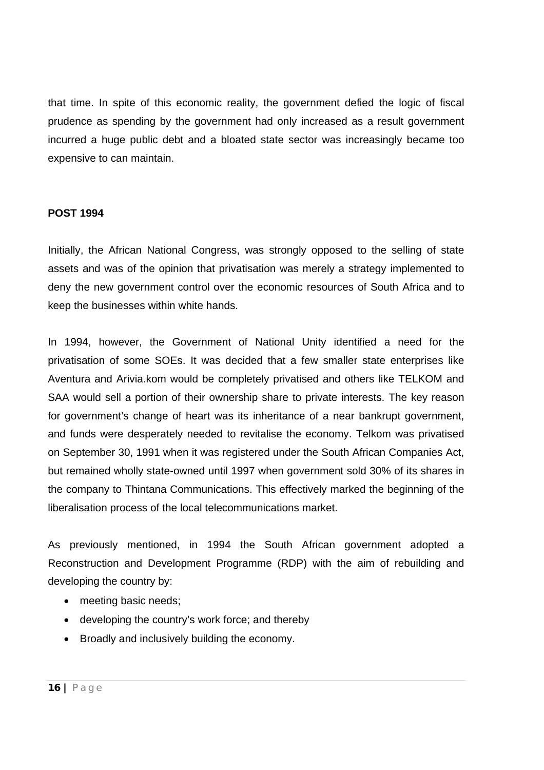that time. In spite of this economic reality, the government defied the logic of fiscal prudence as spending by the government had only increased as a result government incurred a huge public debt and a bloated state sector was increasingly became too expensive to can maintain.

**POST 1994**

Initially, the African National Congress, was strongly opposed to the selling of state assets and was of the opinion that privatisation was merely a strategy implemented to deny the new government control over the economic resources of South Africa and to keep the businesses within white hands.

In 1994, however, the Government of National Unity identified a need for the privatisation of some SOEs. It was decided that a few smaller state enterprises like Aventura and Arivia.kom would be completely privatised and others like TELKOM and SAA would sell a portion of their ownership share to private interests. The key reason for government's change of heart was its inheritance of a near bankrupt government, and funds were desperately needed to revitalise the economy. Telkom was privatised on September 30, 1991 when it was registered under the South African Companies Act, but remained wholly state-owned until 1997 when government sold 30% of its shares in the company to Thintana Communications. This effectively marked the beginning of the liberalisation process of the local telecommunications market.

As previously mentioned, in 1994 the South African government adopted a Reconstruction and Development Programme (RDP) with the aim of rebuilding and developing the country by:

- meeting basic needs;
- developing the country's work force; and thereby
- Broadly and inclusively building the economy.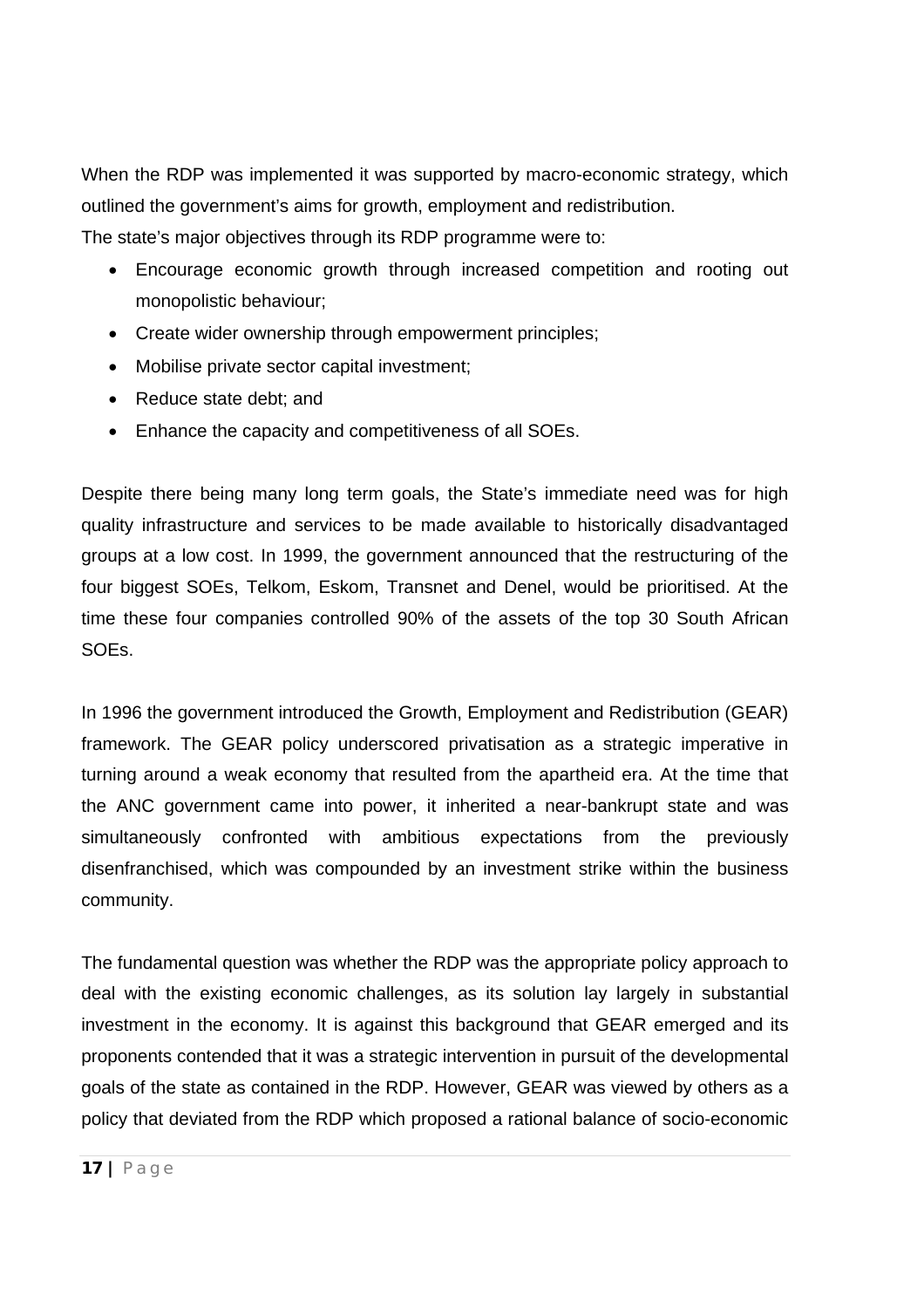When the RDP was implemented it was supported by macro-economic strategy, which outlined the government's aims for growth, employment and redistribution.
The state's major objectives through its RDP programme were to:

- Encourage economic growth through increased competition and rooting out monopolistic behaviour;
- Create wider ownership through empowerment principles;
- Mobilise private sector capital investment;
- Reduce state debt; and
- Enhance the capacity and competitiveness of all SOEs.

Despite there being many long term goals, the State's immediate need was for high quality infrastructure and services to be made available to historically disadvantaged groups at a low cost. In 1999, the government announced that the restructuring of the four biggest SOEs, Telkom, Eskom, Transnet and Denel, would be prioritised. At the time these four companies controlled 90% of the assets of the top 30 South African SOEs.

In 1996 the government introduced the Growth, Employment and Redistribution (GEAR) framework. The GEAR policy underscored privatisation as a strategic imperative in turning around a weak economy that resulted from the apartheid era. At the time that the ANC government came into power, it inherited a near-bankrupt state and was simultaneously confronted with ambitious expectations from the previously disenfranchised, which was compounded by an investment strike within the business community.

The fundamental question was whether the RDP was the appropriate policy approach to deal with the existing economic challenges, as its solution lay largely in substantial investment in the economy. It is against this background that GEAR emerged and its proponents contended that it was a strategic intervention in pursuit of the developmental goals of the state as contained in the RDP. However, GEAR was viewed by others as a policy that deviated from the RDP which proposed a rational balance of socio-economic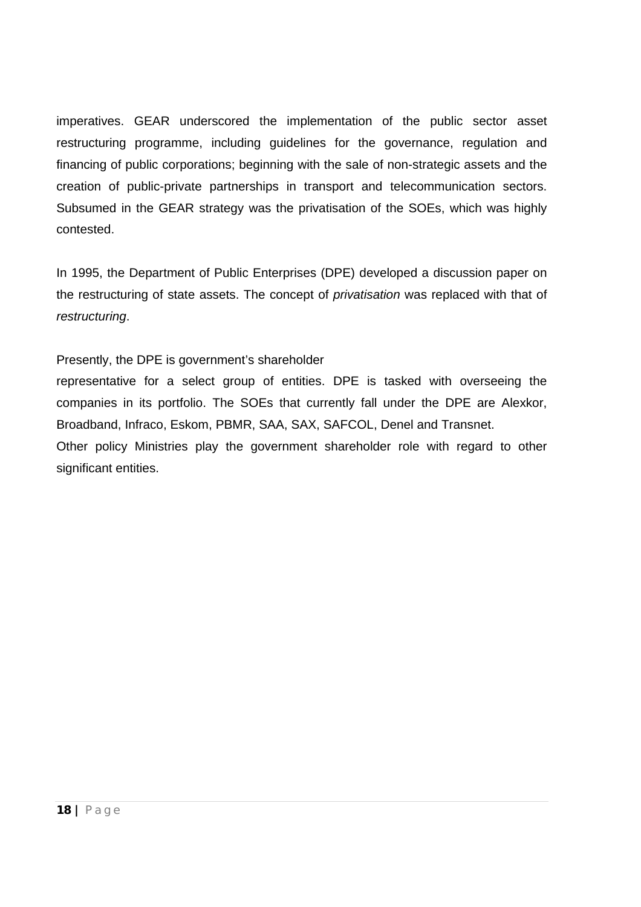imperatives. GEAR underscored the implementation of the public sector asset restructuring programme, including guidelines for the governance, regulation and financing of public corporations; beginning with the sale of non-strategic assets and the creation of public-private partnerships in transport and telecommunication sectors. Subsumed in the GEAR strategy was the privatisation of the SOEs, which was highly contested.

In 1995, the Department of Public Enterprises (DPE) developed a discussion paper on the restructuring of state assets. The concept of *privatisation* was replaced with that of *restructuring*.

Presently, the DPE is government's shareholder representative for a select group of entities. DPE is tasked with overseeing the companies in its portfolio. The SOEs that currently fall under the DPE are Alexkor, Broadband, Infraco, Eskom, PBMR, SAA, SAX, SAFCOL, Denel and Transnet.

Other policy Ministries play the government shareholder role with regard to other significant entities.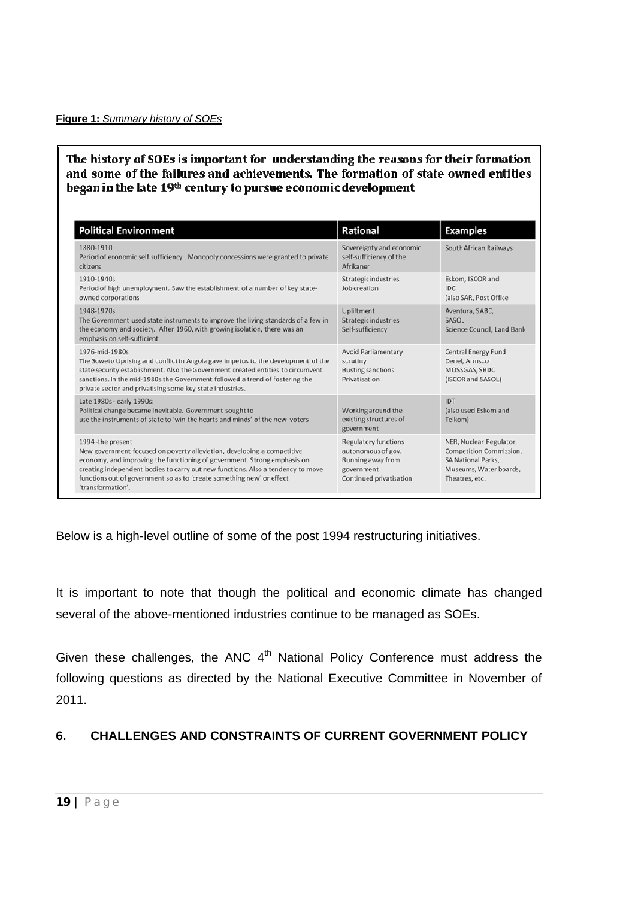**Figure 1:** *Summary history of SOEs*

**The history of SOEs is important for understanding the reasons for their formation and some of the failures and achievements. The formation of state owned entities began in the late 19th century to pursue economic development**

| Political Environment | Rational | Examples |
|---|---|---|
| 1880-1910<br>Period of economic self sufficiency . Monopoly concessions were granted to private citizens. | Sovereignty and economic self-sufficiency of the Afrikaner | South African Railways |
| 1910-1940s<br>Period of high unemployment. Saw the establishment of a number of key state-owned corporations | Strategic industries<br>Job creation | Eskom, ISCOR and IDC<br>(also SAR, Post Office |
| 1948-1970s<br>The Government used state instruments to improve the living standards of a few in the economy and society. After 1960, with growing isolation, there was an emphasis on self-sufficient | Upliftment<br>Strategic industries<br>Self-sufficiency | Aventura, SABC, SASOL<br>Science Council, Land Bank |
| 1976-mid-1980s<br>The Soweto Uprising and conflict in Angola gave impetus to the development of the state security establishment. Also the Government created entities to circumvent sanctions. In the mid-1980s the Government followed a trend of fostering the private sector and privatising some key state industries. | Avoid Parliamentary scrutiny<br>Busting sanctions<br>Privatisation | Central Energy Fund<br>Denel, Armscor<br>MOSSGAS, SBDC<br>(ISCOR and SASOL) |
| Late 1980s - early 1990s:<br>Political change became inevitable. Government sought to use the instruments of state to 'win the hearts and minds' of the new voters | Working around the existing structures of government | IDT<br>(also used Eskom and Telkom) |
| 1994 -the present<br>New government focused on poverty alleviation, developing a competitive economy, and improving the functioning of government. Strong emphasis on creating independent bodies to carry out new functions. Also a tendency to move functions out of government so as to 'create something new' or effect 'transformation'. | Regulatory functions<br>autonomous of gov.<br>Running away from government<br>Continued privatisation | NER, Nuclear Regulator, Competition Commission, SA National Parks, Museums, Water boards, Theatres, etc. |

Below is a high-level outline of some of the post 1994 restructuring initiatives.

It is important to note that though the political and economic climate has changed several of the above-mentioned industries continue to be managed as SOEs.

Given these challenges, the ANC 4th National Policy Conference must address the following questions as directed by the National Executive Committee in November of 2011.

## 6. CHALLENGES AND CONSTRAINTS OF CURRENT GOVERNMENT POLICY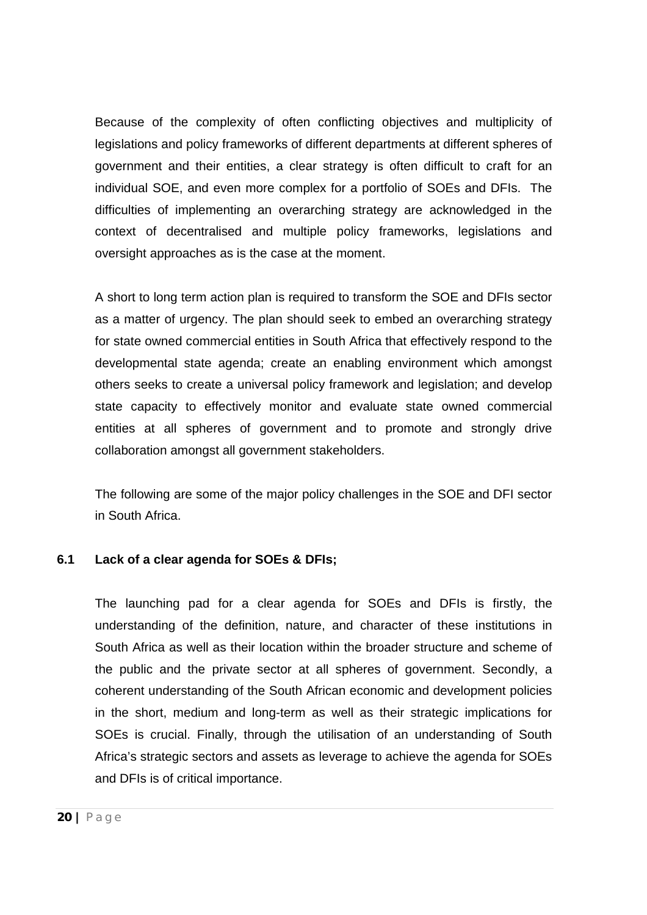Because of the complexity of often conflicting objectives and multiplicity of legislations and policy frameworks of different departments at different spheres of government and their entities, a clear strategy is often difficult to craft for an individual SOE, and even more complex for a portfolio of SOEs and DFIs. The difficulties of implementing an overarching strategy are acknowledged in the context of decentralised and multiple policy frameworks, legislations and oversight approaches as is the case at the moment.

A short to long term action plan is required to transform the SOE and DFIs sector as a matter of urgency. The plan should seek to embed an overarching strategy for state owned commercial entities in South Africa that effectively respond to the developmental state agenda; create an enabling environment which amongst others seeks to create a universal policy framework and legislation; and develop state capacity to effectively monitor and evaluate state owned commercial entities at all spheres of government and to promote and strongly drive collaboration amongst all government stakeholders.

The following are some of the major policy challenges in the SOE and DFI sector in South Africa.

### 6.1 Lack of a clear agenda for SOEs & DFIs;

The launching pad for a clear agenda for SOEs and DFIs is firstly, the understanding of the definition, nature, and character of these institutions in South Africa as well as their location within the broader structure and scheme of the public and the private sector at all spheres of government. Secondly, a coherent understanding of the South African economic and development policies in the short, medium and long-term as well as their strategic implications for SOEs is crucial. Finally, through the utilisation of an understanding of South Africa's strategic sectors and assets as leverage to achieve the agenda for SOEs and DFIs is of critical importance.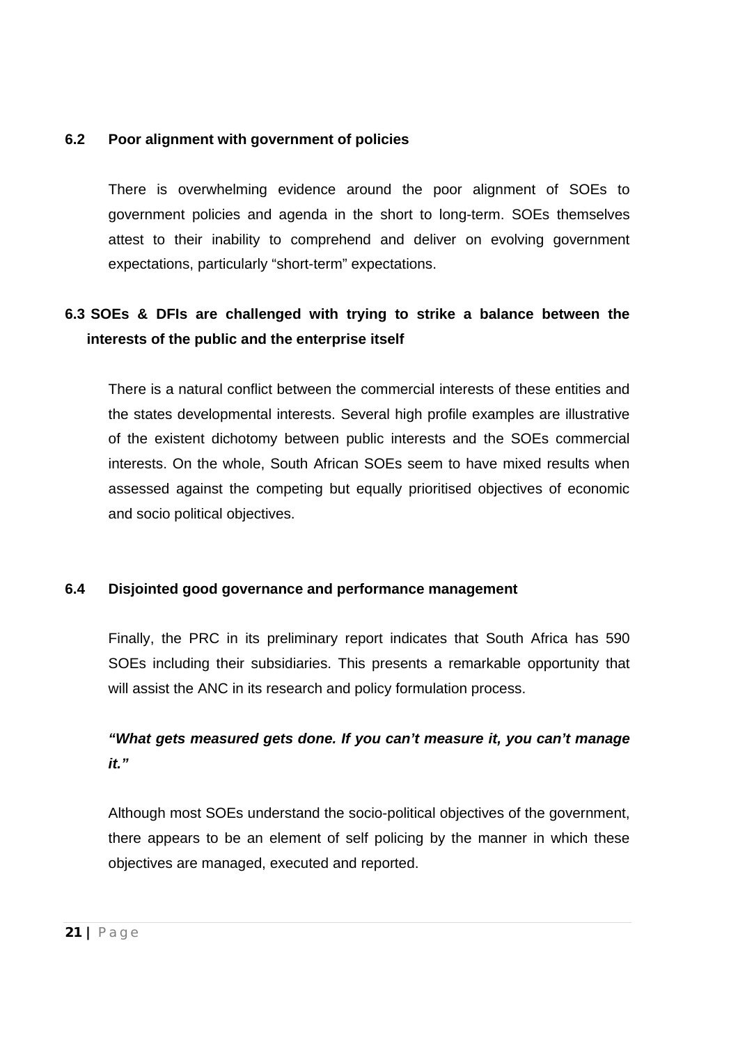### 6.2 Poor alignment with government of policies

There is overwhelming evidence around the poor alignment of SOEs to government policies and agenda in the short to long-term. SOEs themselves attest to their inability to comprehend and deliver on evolving government expectations, particularly "short-term" expectations.

### 6.3 SOEs & DFIs are challenged with trying to strike a balance between the interests of the public and the enterprise itself

There is a natural conflict between the commercial interests of these entities and the states developmental interests. Several high profile examples are illustrative of the existent dichotomy between public interests and the SOEs commercial interests. On the whole, South African SOEs seem to have mixed results when assessed against the competing but equally prioritised objectives of economic and socio political objectives.

### 6.4 Disjointed good governance and performance management

Finally, the PRC in its preliminary report indicates that South Africa has 590 SOEs including their subsidiaries. This presents a remarkable opportunity that will assist the ANC in its research and policy formulation process.

***"What gets measured gets done. If you can't measure it, you can't manage it."***

Although most SOEs understand the socio-political objectives of the government, there appears to be an element of self policing by the manner in which these objectives are managed, executed and reported.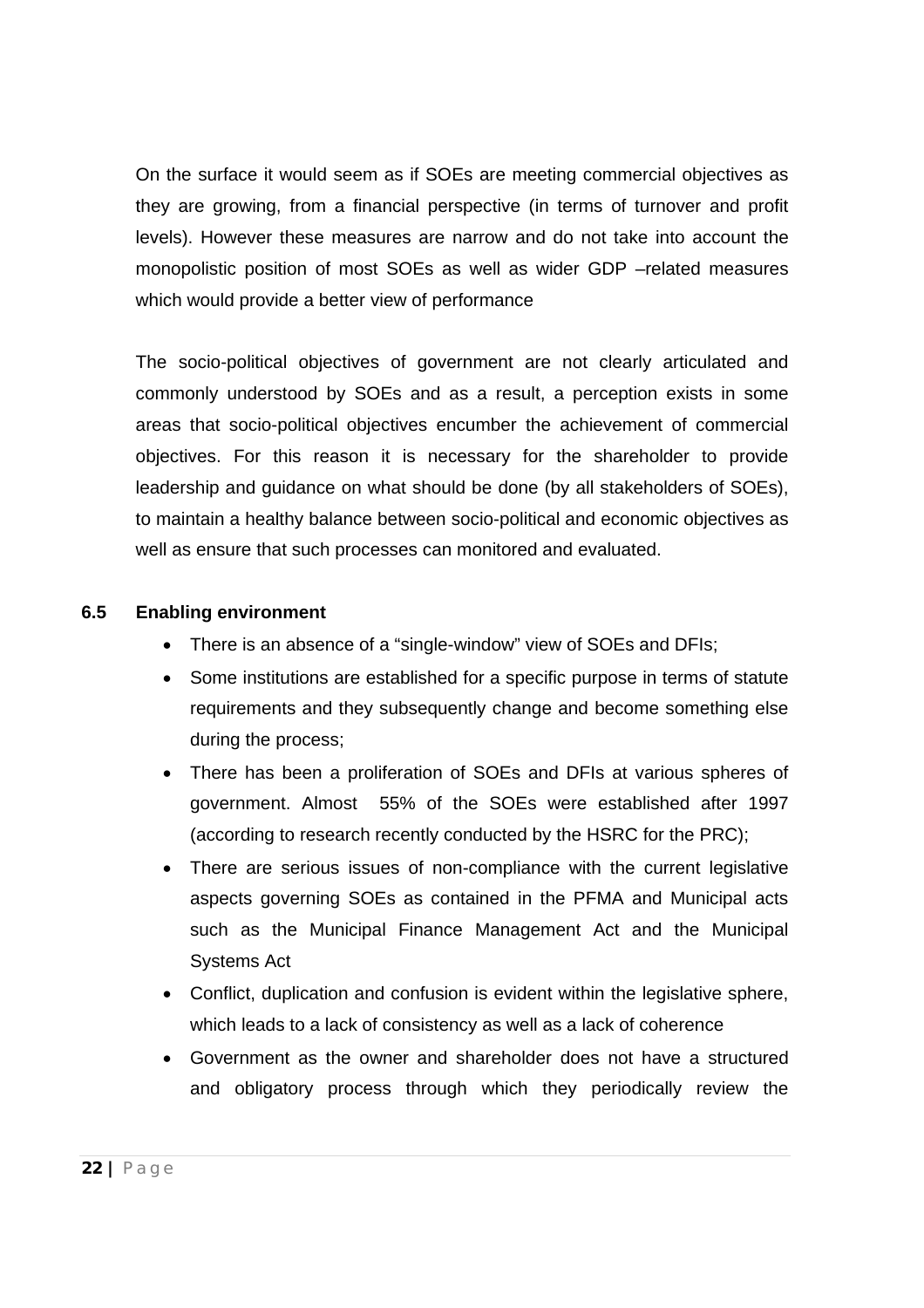On the surface it would seem as if SOEs are meeting commercial objectives as they are growing, from a financial perspective (in terms of turnover and profit levels). However these measures are narrow and do not take into account the monopolistic position of most SOEs as well as wider GDP –related measures which would provide a better view of performance

The socio-political objectives of government are not clearly articulated and commonly understood by SOEs and as a result, a perception exists in some areas that socio-political objectives encumber the achievement of commercial objectives. For this reason it is necessary for the shareholder to provide leadership and guidance on what should be done (by all stakeholders of SOEs), to maintain a healthy balance between socio-political and economic objectives as well as ensure that such processes can monitored and evaluated.

### 6.5 Enabling environment

- There is an absence of a “single-window” view of SOEs and DFIs;
- Some institutions are established for a specific purpose in terms of statute requirements and they subsequently change and become something else during the process;
- There has been a proliferation of SOEs and DFIs at various spheres of government. Almost 55% of the SOEs were established after 1997 (according to research recently conducted by the HSRC for the PRC);
- There are serious issues of non-compliance with the current legislative aspects governing SOEs as contained in the PFMA and Municipal acts such as the Municipal Finance Management Act and the Municipal Systems Act
- Conflict, duplication and confusion is evident within the legislative sphere, which leads to a lack of consistency as well as a lack of coherence
- Government as the owner and shareholder does not have a structured and obligatory process through which they periodically review the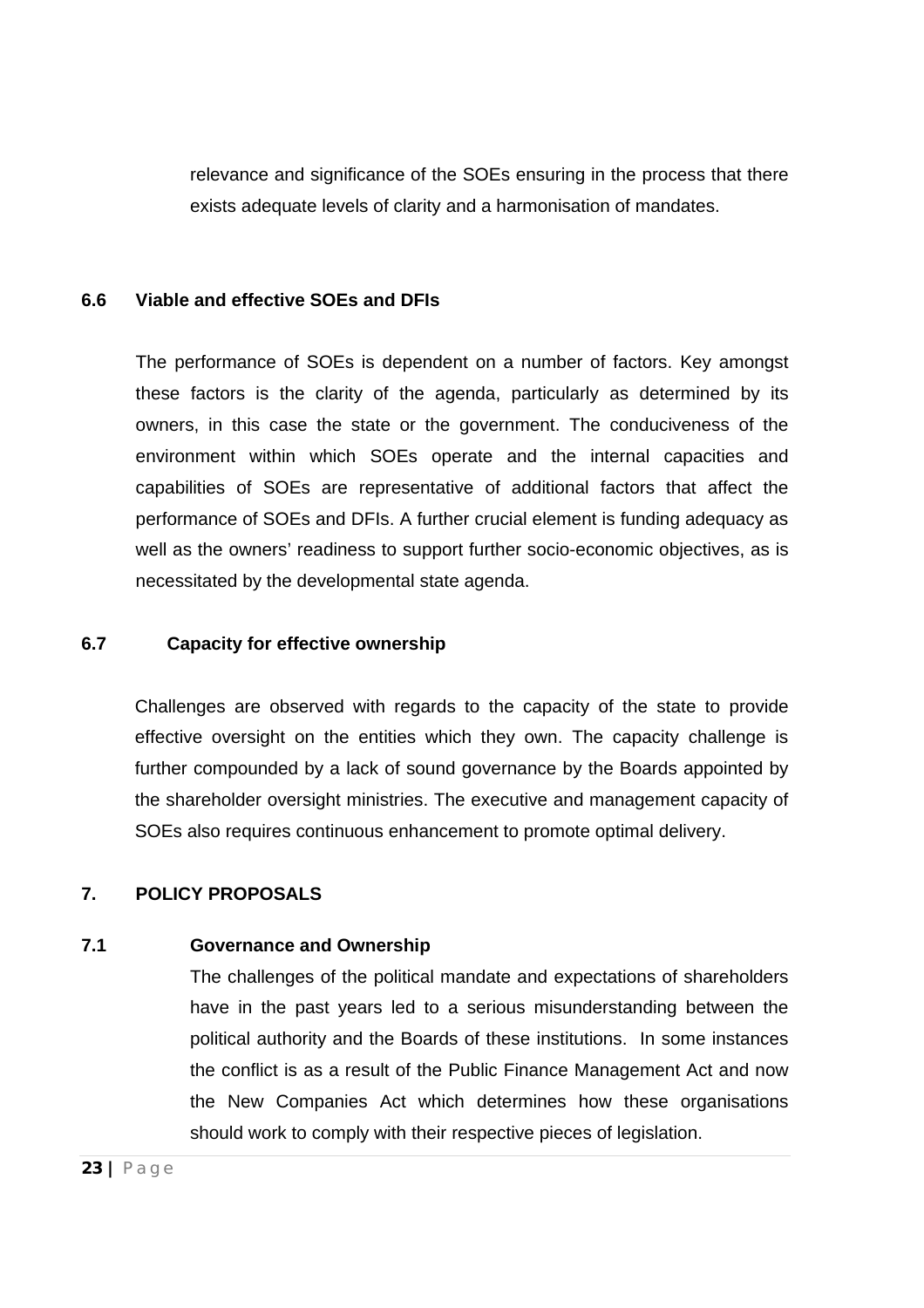relevance and significance of the SOEs ensuring in the process that there exists adequate levels of clarity and a harmonisation of mandates.

### 6.6 Viable and effective SOEs and DFIs

The performance of SOEs is dependent on a number of factors. Key amongst these factors is the clarity of the agenda, particularly as determined by its owners, in this case the state or the government. The conduciveness of the environment within which SOEs operate and the internal capacities and capabilities of SOEs are representative of additional factors that affect the performance of SOEs and DFIs. A further crucial element is funding adequacy as well as the owners' readiness to support further socio-economic objectives, as is necessitated by the developmental state agenda.

### 6.7 Capacity for effective ownership

Challenges are observed with regards to the capacity of the state to provide effective oversight on the entities which they own. The capacity challenge is further compounded by a lack of sound governance by the Boards appointed by the shareholder oversight ministries. The executive and management capacity of SOEs also requires continuous enhancement to promote optimal delivery.

## 7. POLICY PROPOSALS

### 7.1 Governance and Ownership

The challenges of the political mandate and expectations of shareholders have in the past years led to a serious misunderstanding between the political authority and the Boards of these institutions. In some instances the conflict is as a result of the Public Finance Management Act and now the New Companies Act which determines how these organisations should work to comply with their respective pieces of legislation.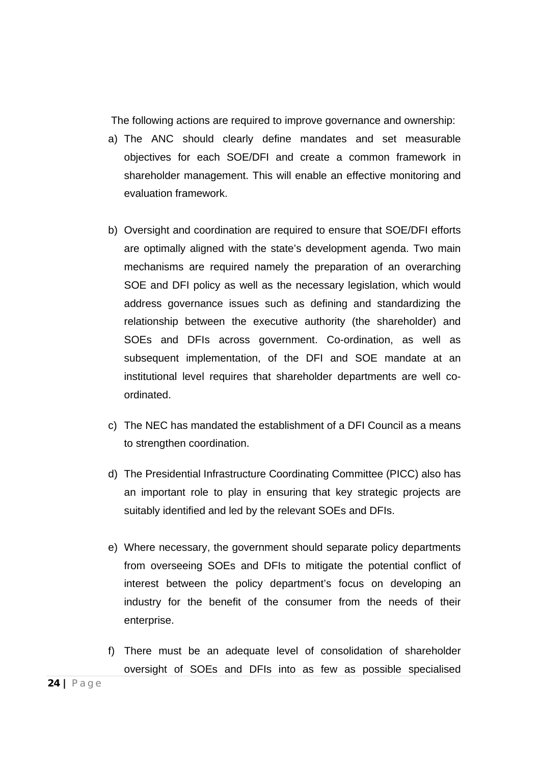The following actions are required to improve governance and ownership:

a) The ANC should clearly define mandates and set measurable objectives for each SOE/DFI and create a common framework in shareholder management. This will enable an effective monitoring and evaluation framework.

b) Oversight and coordination are required to ensure that SOE/DFI efforts are optimally aligned with the state's development agenda. Two main mechanisms are required namely the preparation of an overarching SOE and DFI policy as well as the necessary legislation, which would address governance issues such as defining and standardizing the relationship between the executive authority (the shareholder) and SOEs and DFIs across government. Co-ordination, as well as subsequent implementation, of the DFI and SOE mandate at an institutional level requires that shareholder departments are well co-ordinated.

c) The NEC has mandated the establishment of a DFI Council as a means to strengthen coordination.

d) The Presidential Infrastructure Coordinating Committee (PICC) also has an important role to play in ensuring that key strategic projects are suitably identified and led by the relevant SOEs and DFIs.

e) Where necessary, the government should separate policy departments from overseeing SOEs and DFIs to mitigate the potential conflict of interest between the policy department's focus on developing an industry for the benefit of the consumer from the needs of their enterprise.

f) There must be an adequate level of consolidation of shareholder oversight of SOEs and DFIs into as few as possible specialised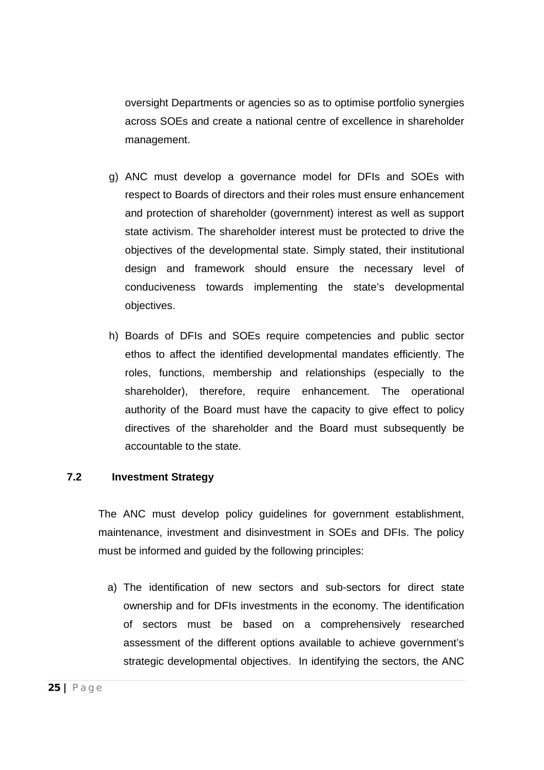oversight Departments or agencies so as to optimise portfolio synergies across SOEs and create a national centre of excellence in shareholder management.

g) ANC must develop a governance model for DFIs and SOEs with respect to Boards of directors and their roles must ensure enhancement and protection of shareholder (government) interest as well as support state activism. The shareholder interest must be protected to drive the objectives of the developmental state. Simply stated, their institutional design and framework should ensure the necessary level of conduciveness towards implementing the state's developmental objectives.

h) Boards of DFIs and SOEs require competencies and public sector ethos to affect the identified developmental mandates efficiently. The roles, functions, membership and relationships (especially to the shareholder), therefore, require enhancement. The operational authority of the Board must have the capacity to give effect to policy directives of the shareholder and the Board must subsequently be accountable to the state.

### 7.2 Investment Strategy

The ANC must develop policy guidelines for government establishment, maintenance, investment and disinvestment in SOEs and DFIs. The policy must be informed and guided by the following principles:

a) The identification of new sectors and sub-sectors for direct state ownership and for DFIs investments in the economy. The identification of sectors must be based on a comprehensively researched assessment of the different options available to achieve government's strategic developmental objectives. In identifying the sectors, the ANC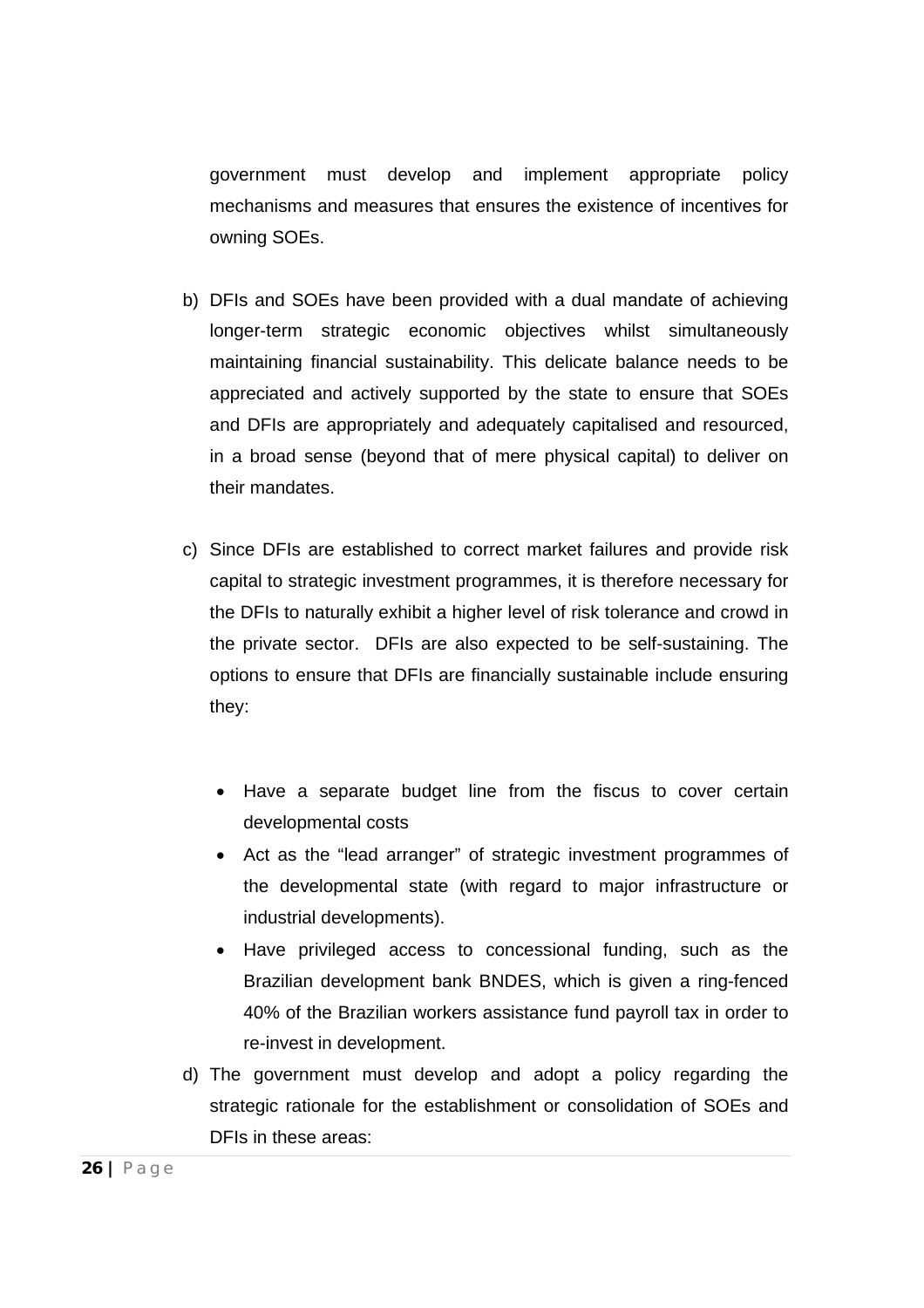government must develop and implement appropriate policy mechanisms and measures that ensures the existence of incentives for owning SOEs.

b) DFIs and SOEs have been provided with a dual mandate of achieving longer-term strategic economic objectives whilst simultaneously maintaining financial sustainability. This delicate balance needs to be appreciated and actively supported by the state to ensure that SOEs and DFIs are appropriately and adequately capitalised and resourced, in a broad sense (beyond that of mere physical capital) to deliver on their mandates.

c) Since DFIs are established to correct market failures and provide risk capital to strategic investment programmes, it is therefore necessary for the DFIs to naturally exhibit a higher level of risk tolerance and crowd in the private sector. DFIs are also expected to be self-sustaining. The options to ensure that DFIs are financially sustainable include ensuring they:

   - Have a separate budget line from the fiscus to cover certain developmental costs
   - Act as the "lead arranger" of strategic investment programmes of the developmental state (with regard to major infrastructure or industrial developments).
   - Have privileged access to concessional funding, such as the Brazilian development bank BNDES, which is given a ring-fenced 40% of the Brazilian workers assistance fund payroll tax in order to re-invest in development.

d) The government must develop and adopt a policy regarding the strategic rationale for the establishment or consolidation of SOEs and DFIs in these areas: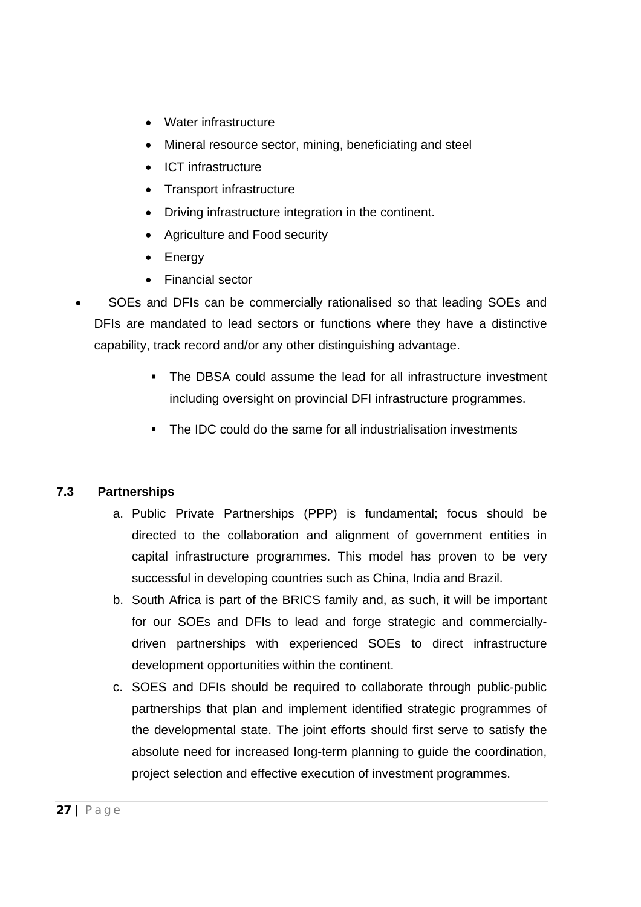- Water infrastructure
    - Mineral resource sector, mining, beneficiating and steel
    - ICT infrastructure
    - Transport infrastructure
    - Driving infrastructure integration in the continent.
    - Agriculture and Food security
    - Energy
    - Financial sector

- SOEs and DFIs can be commercially rationalised so that leading SOEs and DFIs are mandated to lead sectors or functions where they have a distinctive capability, track record and/or any other distinguishing advantage.
    - The DBSA could assume the lead for all infrastructure investment including oversight on provincial DFI infrastructure programmes.
    - The IDC could do the same for all industrialisation investments

### 7.3 Partnerships

a. Public Private Partnerships (PPP) is fundamental; focus should be directed to the collaboration and alignment of government entities in capital infrastructure programmes. This model has proven to be very successful in developing countries such as China, India and Brazil.

b. South Africa is part of the BRICS family and, as such, it will be important for our SOEs and DFIs to lead and forge strategic and commercially-driven partnerships with experienced SOEs to direct infrastructure development opportunities within the continent.

c. SOES and DFIs should be required to collaborate through public-public partnerships that plan and implement identified strategic programmes of the developmental state. The joint efforts should first serve to satisfy the absolute need for increased long-term planning to guide the coordination, project selection and effective execution of investment programmes.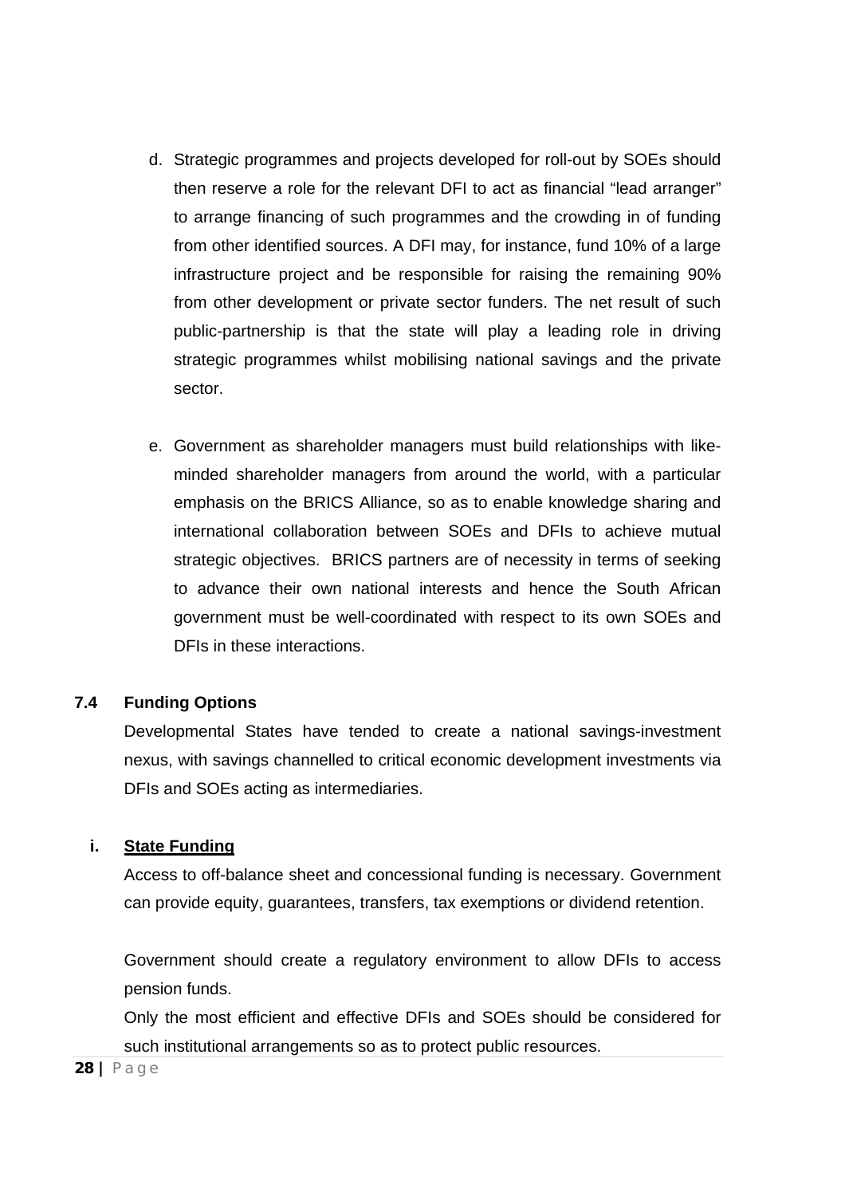d. Strategic programmes and projects developed for roll-out by SOEs should then reserve a role for the relevant DFI to act as financial "lead arranger" to arrange financing of such programmes and the crowding in of funding from other identified sources. A DFI may, for instance, fund 10% of a large infrastructure project and be responsible for raising the remaining 90% from other development or private sector funders. The net result of such public-partnership is that the state will play a leading role in driving strategic programmes whilst mobilising national savings and the private sector.

e. Government as shareholder managers must build relationships with like-minded shareholder managers from around the world, with a particular emphasis on the BRICS Alliance, so as to enable knowledge sharing and international collaboration between SOEs and DFIs to achieve mutual strategic objectives. BRICS partners are of necessity in terms of seeking to advance their own national interests and hence the South African government must be well-coordinated with respect to its own SOEs and DFIs in these interactions.

### 7.4 Funding Options

Developmental States have tended to create a national savings-investment nexus, with savings channelled to critical economic development investments via DFIs and SOEs acting as intermediaries.

#### i. State Funding

Access to off-balance sheet and concessional funding is necessary. Government can provide equity, guarantees, transfers, tax exemptions or dividend retention.

Government should create a regulatory environment to allow DFIs to access pension funds.

Only the most efficient and effective DFIs and SOEs should be considered for such institutional arrangements so as to protect public resources.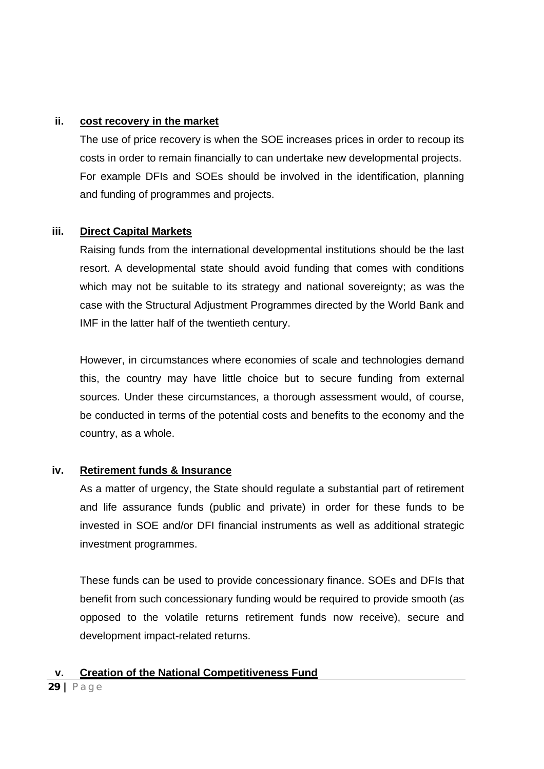**ii. cost recovery in the market**

The use of price recovery is when the SOE increases prices in order to recoup its costs in order to remain financially to can undertake new developmental projects. For example DFIs and SOEs should be involved in the identification, planning and funding of programmes and projects.

**iii. Direct Capital Markets**

Raising funds from the international developmental institutions should be the last resort. A developmental state should avoid funding that comes with conditions which may not be suitable to its strategy and national sovereignty; as was the case with the Structural Adjustment Programmes directed by the World Bank and IMF in the latter half of the twentieth century.

However, in circumstances where economies of scale and technologies demand this, the country may have little choice but to secure funding from external sources. Under these circumstances, a thorough assessment would, of course, be conducted in terms of the potential costs and benefits to the economy and the country, as a whole.

**iv. Retirement funds & Insurance**

As a matter of urgency, the State should regulate a substantial part of retirement and life assurance funds (public and private) in order for these funds to be invested in SOE and/or DFI financial instruments as well as additional strategic investment programmes.

These funds can be used to provide concessionary finance. SOEs and DFIs that benefit from such concessionary funding would be required to provide smooth (as opposed to the volatile returns retirement funds now receive), secure and development impact-related returns.

**v. Creation of the National Competitiveness Fund**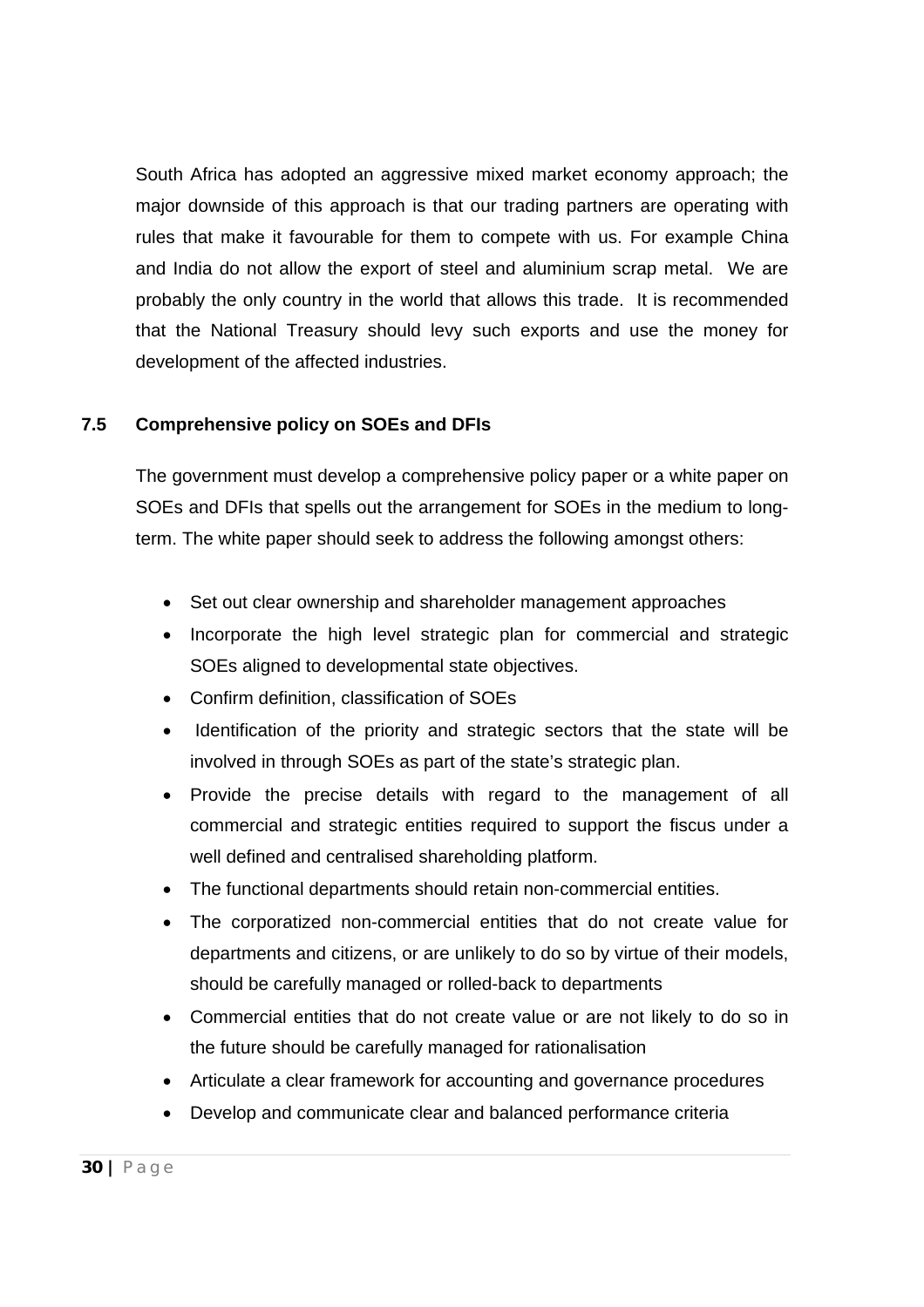South Africa has adopted an aggressive mixed market economy approach; the major downside of this approach is that our trading partners are operating with rules that make it favourable for them to compete with us. For example China and India do not allow the export of steel and aluminium scrap metal. We are probably the only country in the world that allows this trade. It is recommended that the National Treasury should levy such exports and use the money for development of the affected industries.

### 7.5 Comprehensive policy on SOEs and DFIs

The government must develop a comprehensive policy paper or a white paper on SOEs and DFIs that spells out the arrangement for SOEs in the medium to long-term. The white paper should seek to address the following amongst others:

- Set out clear ownership and shareholder management approaches
- Incorporate the high level strategic plan for commercial and strategic SOEs aligned to developmental state objectives.
- Confirm definition, classification of SOEs
- Identification of the priority and strategic sectors that the state will be involved in through SOEs as part of the state's strategic plan.
- Provide the precise details with regard to the management of all commercial and strategic entities required to support the fiscus under a well defined and centralised shareholding platform.
- The functional departments should retain non-commercial entities.
- The corporatized non-commercial entities that do not create value for departments and citizens, or are unlikely to do so by virtue of their models, should be carefully managed or rolled-back to departments
- Commercial entities that do not create value or are not likely to do so in the future should be carefully managed for rationalisation
- Articulate a clear framework for accounting and governance procedures
- Develop and communicate clear and balanced performance criteria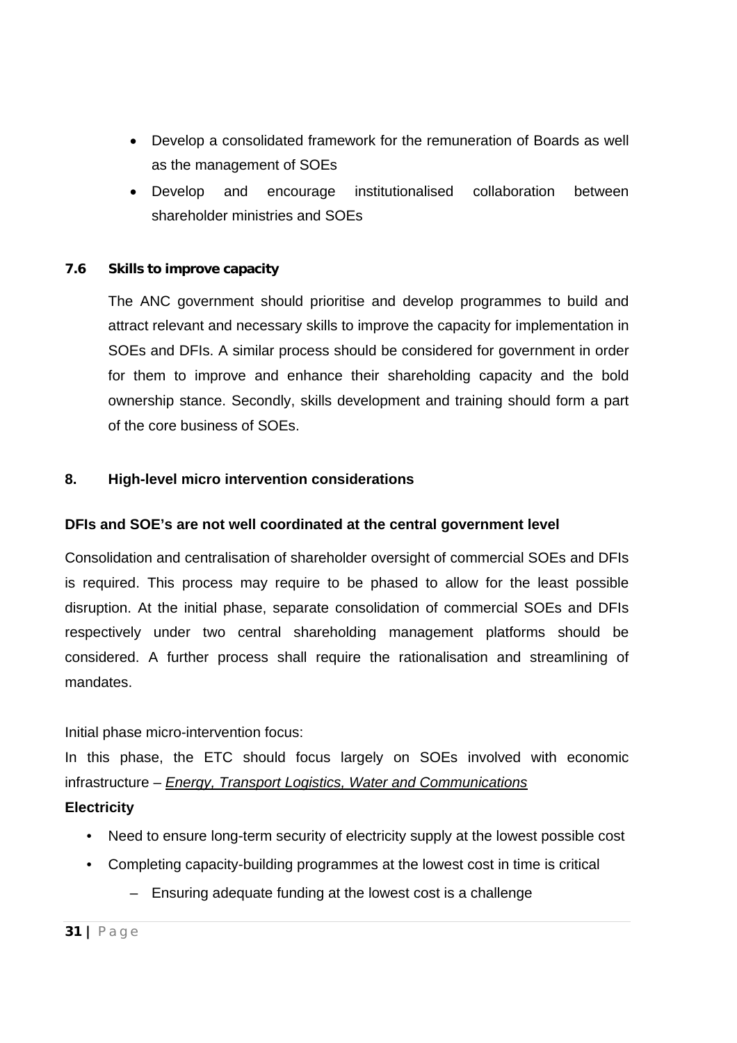- Develop a consolidated framework for the remuneration of Boards as well as the management of SOEs
- Develop and encourage institutionalised collaboration between shareholder ministries and SOEs

### 7.6 Skills to improve capacity

The ANC government should prioritise and develop programmes to build and attract relevant and necessary skills to improve the capacity for implementation in SOEs and DFIs. A similar process should be considered for government in order for them to improve and enhance their shareholding capacity and the bold ownership stance. Secondly, skills development and training should form a part of the core business of SOEs.

## 8. High-level micro intervention considerations

**DFIs and SOE's are not well coordinated at the central government level**

Consolidation and centralisation of shareholder oversight of commercial SOEs and DFIs is required. This process may require to be phased to allow for the least possible disruption. At the initial phase, separate consolidation of commercial SOEs and DFIs respectively under two central shareholding management platforms should be considered. A further process shall require the rationalisation and streamlining of mandates.

Initial phase micro-intervention focus:

In this phase, the ETC should focus largely on SOEs involved with economic infrastructure – *Energy, Transport Logistics, Water and Communications*

**Electricity**

- Need to ensure long-term security of electricity supply at the lowest possible cost
- Completing capacity-building programmes at the lowest cost in time is critical
  - Ensuring adequate funding at the lowest cost is a challenge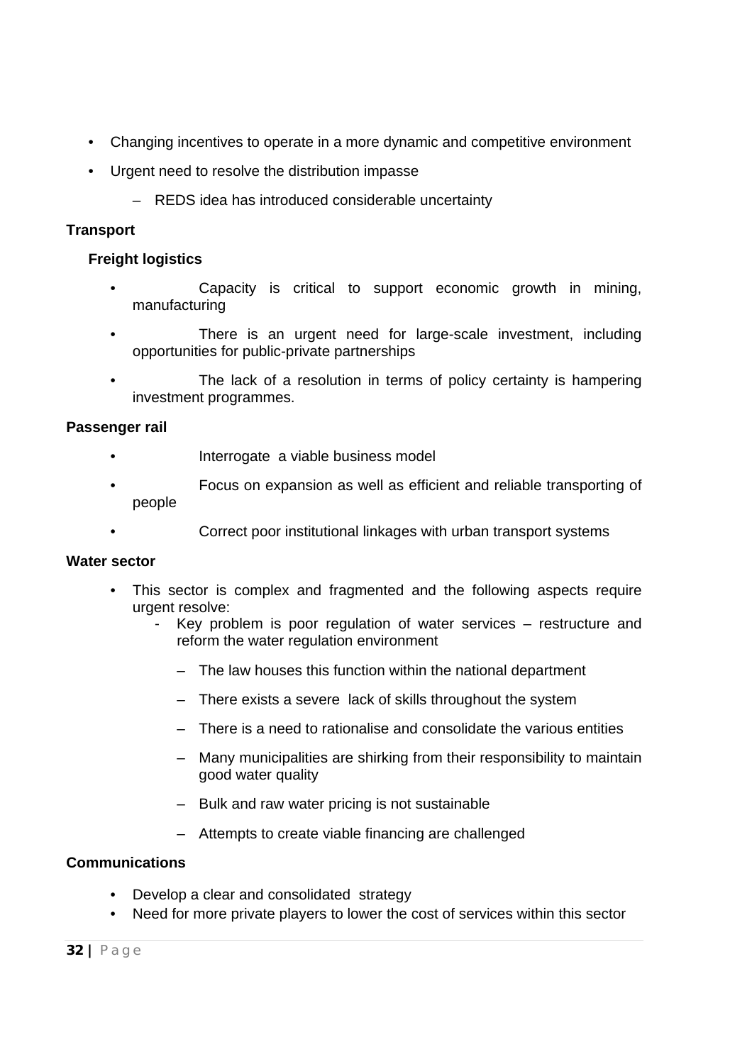- Changing incentives to operate in a more dynamic and competitive environment
- Urgent need to resolve the distribution impasse
    - REDS idea has introduced considerable uncertainty

**Transport**

**Freight logistics**

- Capacity is critical to support economic growth in mining, manufacturing
- There is an urgent need for large-scale investment, including opportunities for public-private partnerships
- The lack of a resolution in terms of policy certainty is hampering investment programmes.

**Passenger rail**

- Interrogate a viable business model
- Focus on expansion as well as efficient and reliable transporting of people
- Correct poor institutional linkages with urban transport systems

**Water sector**

- This sector is complex and fragmented and the following aspects require urgent resolve:
    - Key problem is poor regulation of water services – restructure and reform the water regulation environment
        - The law houses this function within the national department
        - There exists a severe lack of skills throughout the system
        - There is a need to rationalise and consolidate the various entities
        - Many municipalities are shirking from their responsibility to maintain good water quality
        - Bulk and raw water pricing is not sustainable
        - Attempts to create viable financing are challenged

**Communications**

- Develop a clear and consolidated strategy
- Need for more private players to lower the cost of services within this sector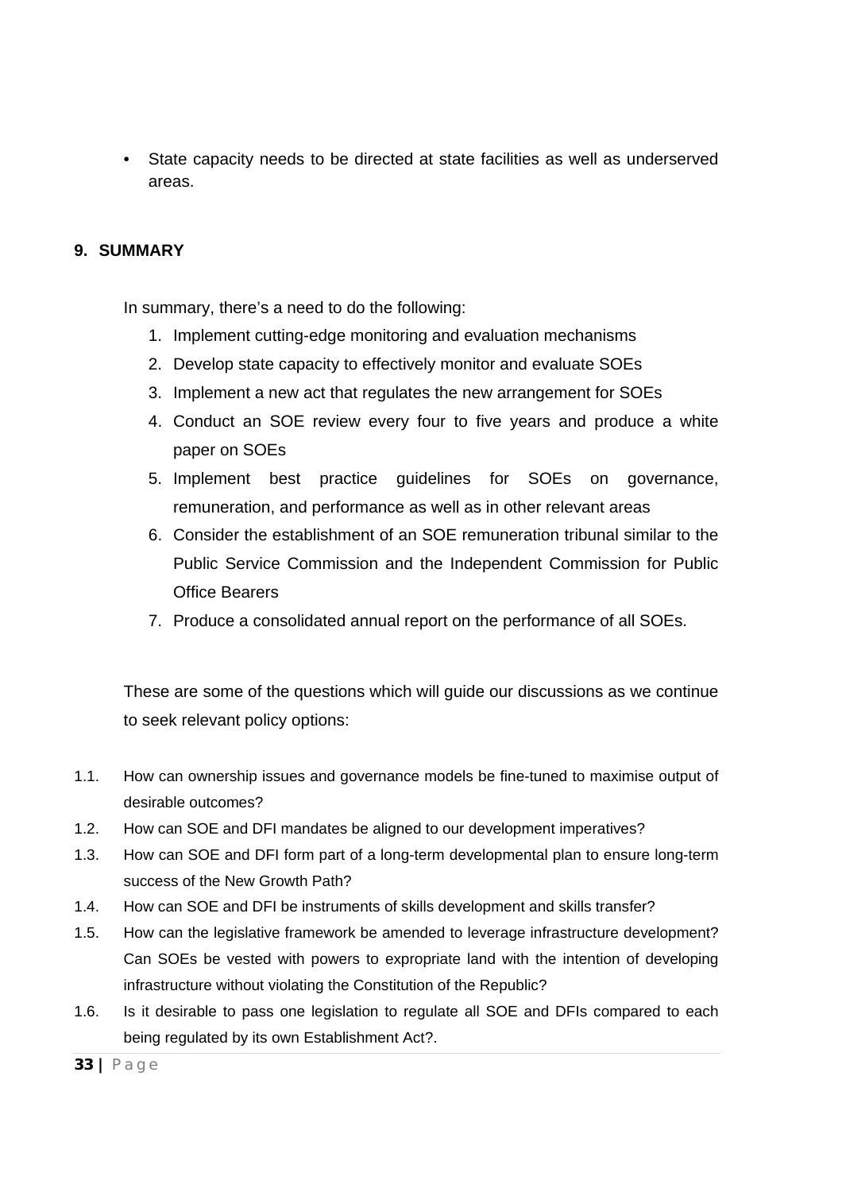- State capacity needs to be directed at state facilities as well as underserved areas.

## 9. SUMMARY

In summary, there's a need to do the following:

1. Implement cutting-edge monitoring and evaluation mechanisms
2. Develop state capacity to effectively monitor and evaluate SOEs
3. Implement a new act that regulates the new arrangement for SOEs
4. Conduct an SOE review every four to five years and produce a white paper on SOEs
5. Implement best practice guidelines for SOEs on governance, remuneration, and performance as well as in other relevant areas
6. Consider the establishment of an SOE remuneration tribunal similar to the Public Service Commission and the Independent Commission for Public Office Bearers
7. Produce a consolidated annual report on the performance of all SOEs.

These are some of the questions which will guide our discussions as we continue to seek relevant policy options:

1.1. How can ownership issues and governance models be fine-tuned to maximise output of desirable outcomes?

1.2. How can SOE and DFI mandates be aligned to our development imperatives?

1.3. How can SOE and DFI form part of a long-term developmental plan to ensure long-term success of the New Growth Path?

1.4. How can SOE and DFI be instruments of skills development and skills transfer?

1.5. How can the legislative framework be amended to leverage infrastructure development? Can SOEs be vested with powers to expropriate land with the intention of developing infrastructure without violating the Constitution of the Republic?

1.6. Is it desirable to pass one legislation to regulate all SOE and DFIs compared to each being regulated by its own Establishment Act?.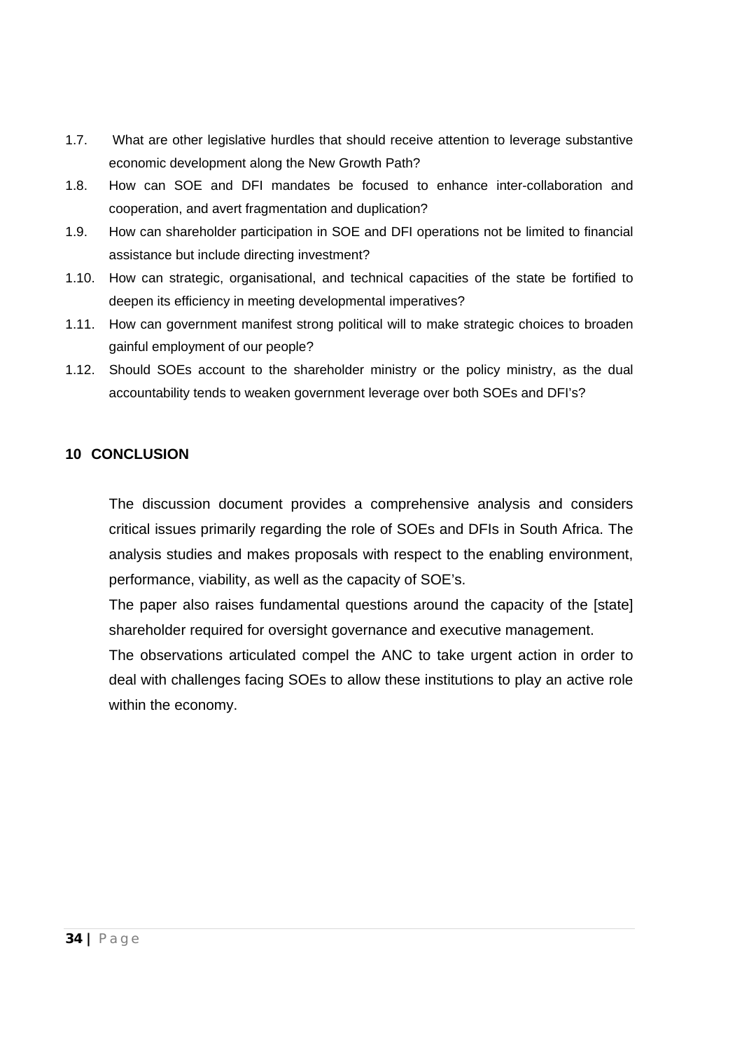1.7. What are other legislative hurdles that should receive attention to leverage substantive economic development along the New Growth Path?

1.8. How can SOE and DFI mandates be focused to enhance inter-collaboration and cooperation, and avert fragmentation and duplication?

1.9. How can shareholder participation in SOE and DFI operations not be limited to financial assistance but include directing investment?

1.10. How can strategic, organisational, and technical capacities of the state be fortified to deepen its efficiency in meeting developmental imperatives?

1.11. How can government manifest strong political will to make strategic choices to broaden gainful employment of our people?

1.12. Should SOEs account to the shareholder ministry or the policy ministry, as the dual accountability tends to weaken government leverage over both SOEs and DFI's?

## 10 CONCLUSION

The discussion document provides a comprehensive analysis and considers critical issues primarily regarding the role of SOEs and DFIs in South Africa. The analysis studies and makes proposals with respect to the enabling environment, performance, viability, as well as the capacity of SOE's.

The paper also raises fundamental questions around the capacity of the [state] shareholder required for oversight governance and executive management.

The observations articulated compel the ANC to take urgent action in order to deal with challenges facing SOEs to allow these institutions to play an active role within the economy.